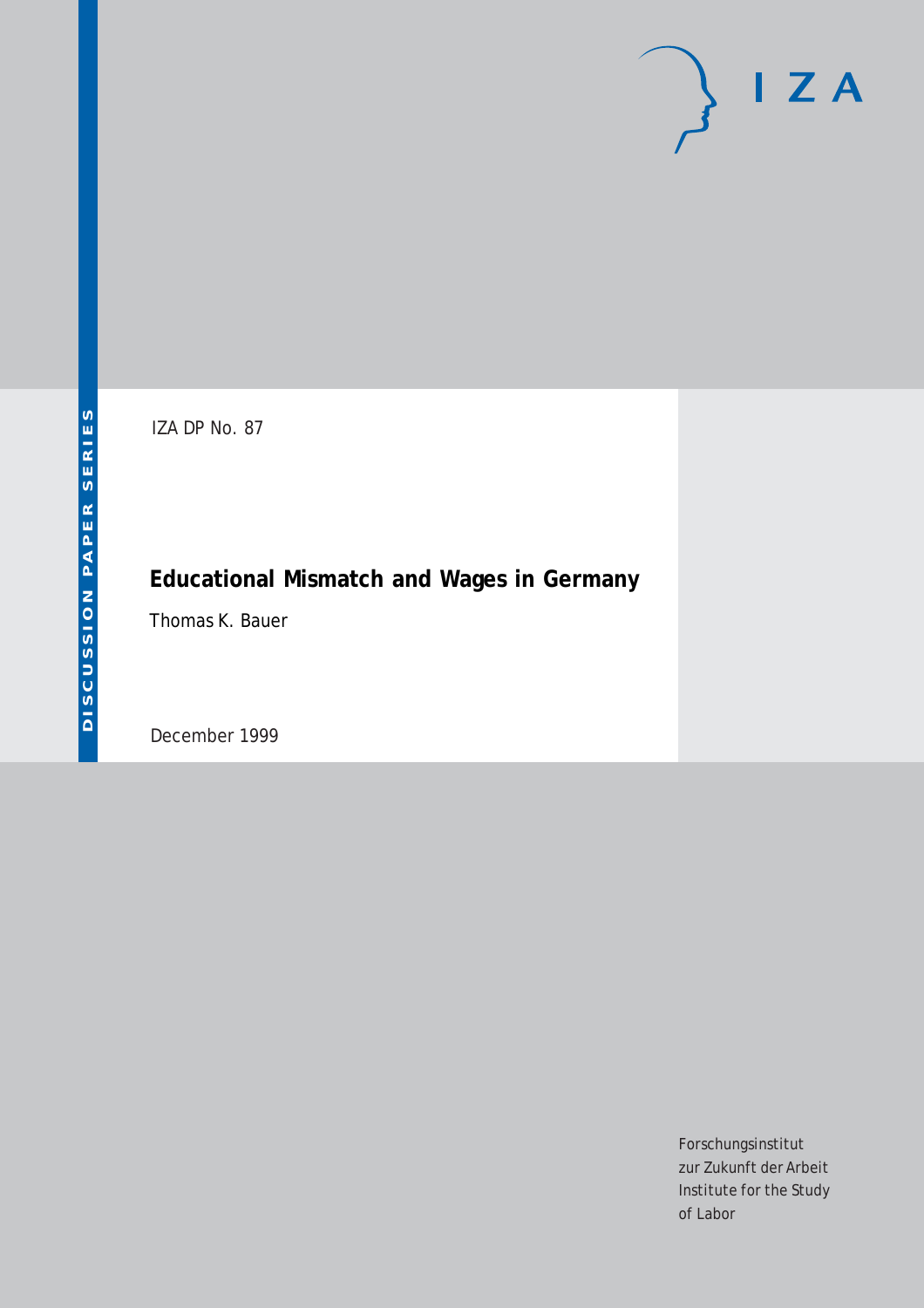DISCUSSION PAPER SERIES

IZA DP No. 87

# Educational Mismatch and Wages in Germany

Thomas K. Bauer

December 1999

Forschungsinstitut
zur Zukunft der Arbeit
Institute for the Study
of Labor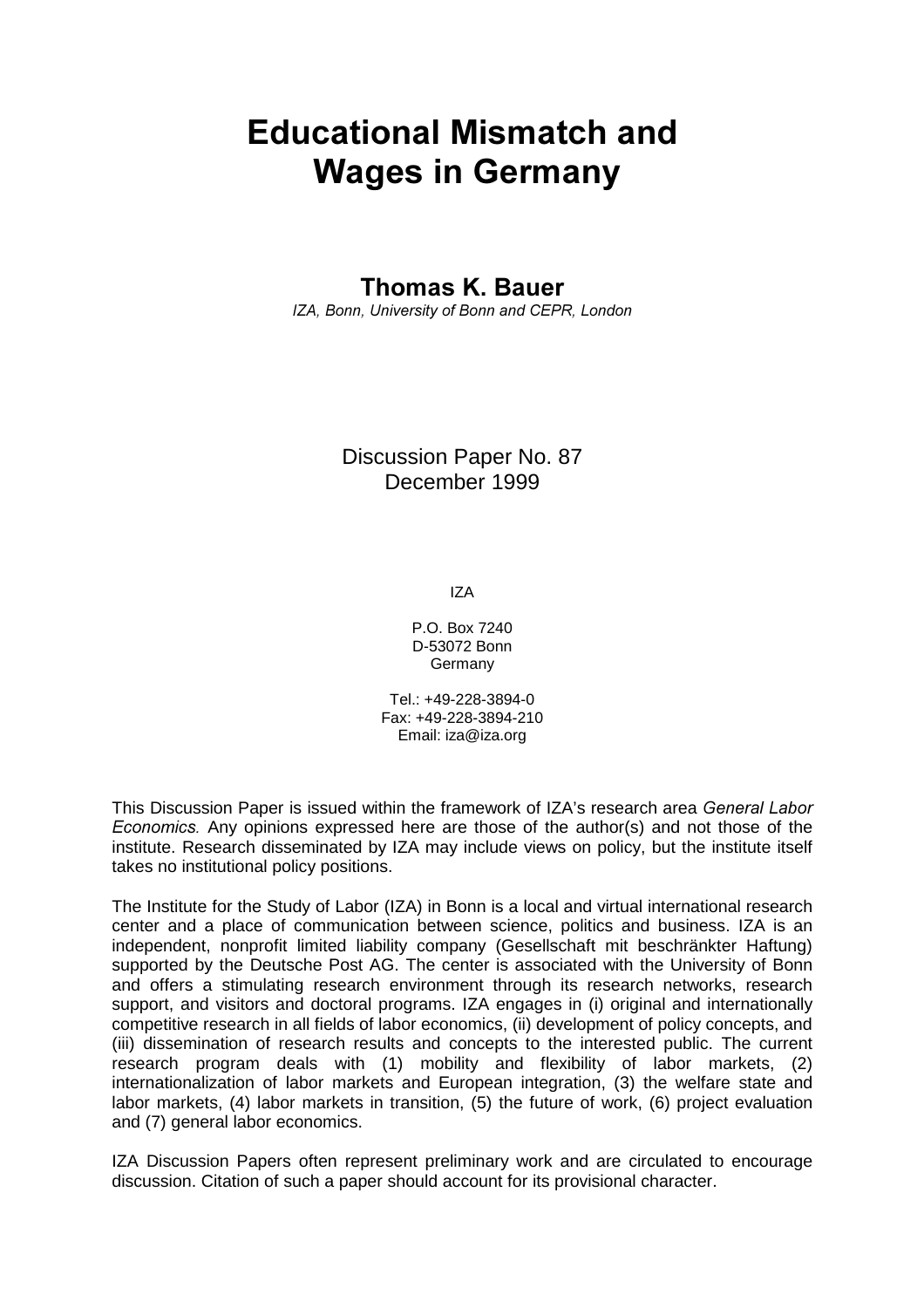# Educational Mismatch and Wages in Germany

**Thomas K. Bauer**

*IZA, Bonn, University of Bonn and CEPR, London*

Discussion Paper No. 87
December 1999

IZA

P.O. Box 7240
D-53072 Bonn
Germany

Tel.: +49-228-3894-0
Fax: +49-228-3894-210
Email: iza@iza.org

This Discussion Paper is issued within the framework of IZA's research area *General Labor Economics.* Any opinions expressed here are those of the author(s) and not those of the institute. Research disseminated by IZA may include views on policy, but the institute itself takes no institutional policy positions.

The Institute for the Study of Labor (IZA) in Bonn is a local and virtual international research center and a place of communication between science, politics and business. IZA is an independent, nonprofit limited liability company (Gesellschaft mit beschränkter Haftung) supported by the Deutsche Post AG. The center is associated with the University of Bonn and offers a stimulating research environment through its research networks, research support, and visitors and doctoral programs. IZA engages in (i) original and internationally competitive research in all fields of labor economics, (ii) development of policy concepts, and (iii) dissemination of research results and concepts to the interested public. The current research program deals with (1) mobility and flexibility of labor markets, (2) internationalization of labor markets and European integration, (3) the welfare state and labor markets, (4) labor markets in transition, (5) the future of work, (6) project evaluation and (7) general labor economics.

IZA Discussion Papers often represent preliminary work and are circulated to encourage discussion. Citation of such a paper should account for its provisional character.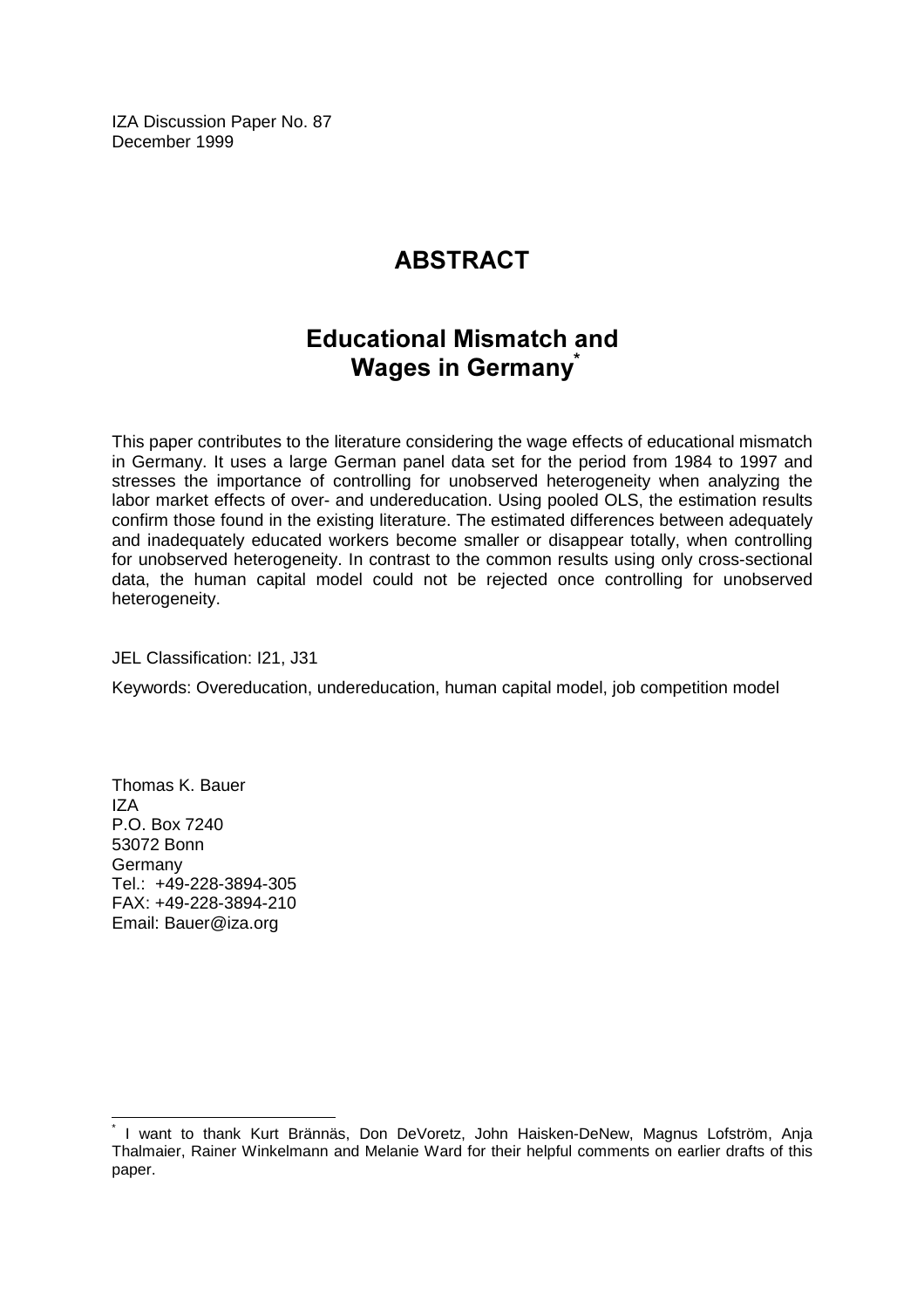IZA Discussion Paper No. 87
December 1999

# ABSTRACT

## Educational Mismatch and Wages in Germany*

This paper contributes to the literature considering the wage effects of educational mismatch in Germany. It uses a large German panel data set for the period from 1984 to 1997 and stresses the importance of controlling for unobserved heterogeneity when analyzing the labor market effects of over- and undereducation. Using pooled OLS, the estimation results confirm those found in the existing literature. The estimated differences between adequately and inadequately educated workers become smaller or disappear totally, when controlling for unobserved heterogeneity. In contrast to the common results using only cross-sectional data, the human capital model could not be rejected once controlling for unobserved heterogeneity.

JEL Classification: I21, J31

Keywords: Overeducation, undereducation, human capital model, job competition model

Thomas K. Bauer
IZA
P.O. Box 7240
53072 Bonn
Germany
Tel.: +49-228-3894-305
FAX: +49-228-3894-210
Email: Bauer@iza.org

---

* I want to thank Kurt Brännäs, Don DeVoretz, John Haisken-DeNew, Magnus Lofström, Anja Thalmaier, Rainer Winkelmann and Melanie Ward for their helpful comments on earlier drafts of this paper.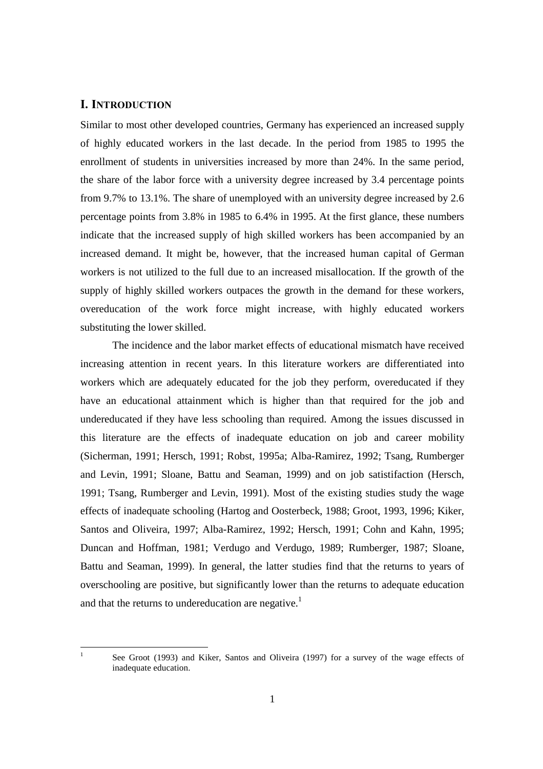## I. INTRODUCTION

Similar to most other developed countries, Germany has experienced an increased supply of highly educated workers in the last decade. In the period from 1985 to 1995 the enrollment of students in universities increased by more than 24%. In the same period, the share of the labor force with a university degree increased by 3.4 percentage points from 9.7% to 13.1%. The share of unemployed with an university degree increased by 2.6 percentage points from 3.8% in 1985 to 6.4% in 1995. At the first glance, these numbers indicate that the increased supply of high skilled workers has been accompanied by an increased demand. It might be, however, that the increased human capital of German workers is not utilized to the full due to an increased misallocation. If the growth of the supply of highly skilled workers outpaces the growth in the demand for these workers, overeducation of the work force might increase, with highly educated workers substituting the lower skilled.

The incidence and the labor market effects of educational mismatch have received increasing attention in recent years. In this literature workers are differentiated into workers which are adequately educated for the job they perform, overeducated if they have an educational attainment which is higher than that required for the job and undereducated if they have less schooling than required. Among the issues discussed in this literature are the effects of inadequate education on job and career mobility (Sicherman, 1991; Hersch, 1991; Robst, 1995a; Alba-Ramirez, 1992; Tsang, Rumberger and Levin, 1991; Sloane, Battu and Seaman, 1999) and on job satistifaction (Hersch, 1991; Tsang, Rumberger and Levin, 1991). Most of the existing studies study the wage effects of inadequate schooling (Hartog and Oosterbeck, 1988; Groot, 1993, 1996; Kiker, Santos and Oliveira, 1997; Alba-Ramirez, 1992; Hersch, 1991; Cohn and Kahn, 1995; Duncan and Hoffman, 1981; Verdugo and Verdugo, 1989; Rumberger, 1987; Sloane, Battu and Seaman, 1999). In general, the latter studies find that the returns to years of overschooling are positive, but significantly lower than the returns to adequate education and that the returns to undereducation are negative.[1]

[1] See Groot (1993) and Kiker, Santos and Oliveira (1997) for a survey of the wage effects of inadequate education.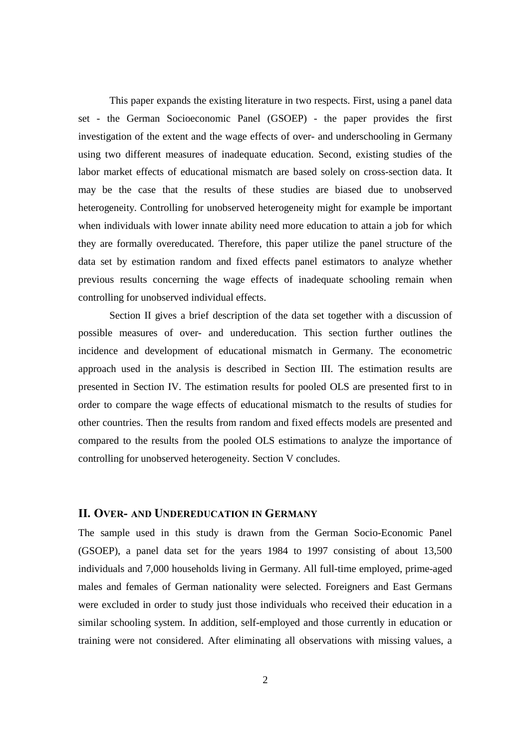This paper expands the existing literature in two respects. First, using a panel data set - the German Socioeconomic Panel (GSOEP) - the paper provides the first investigation of the extent and the wage effects of over- and underschooling in Germany using two different measures of inadequate education. Second, existing studies of the labor market effects of educational mismatch are based solely on cross-section data. It may be the case that the results of these studies are biased due to unobserved heterogeneity. Controlling for unobserved heterogeneity might for example be important when individuals with lower innate ability need more education to attain a job for which they are formally overeducated. Therefore, this paper utilize the panel structure of the data set by estimation random and fixed effects panel estimators to analyze whether previous results concerning the wage effects of inadequate schooling remain when controlling for unobserved individual effects.

Section II gives a brief description of the data set together with a discussion of possible measures of over- and undereducation. This section further outlines the incidence and development of educational mismatch in Germany. The econometric approach used in the analysis is described in Section III. The estimation results are presented in Section IV. The estimation results for pooled OLS are presented first to in order to compare the wage effects of educational mismatch to the results of studies for other countries. Then the results from random and fixed effects models are presented and compared to the results from the pooled OLS estimations to analyze the importance of controlling for unobserved heterogeneity. Section V concludes.

## II. Over- and Undereducation in Germany

The sample used in this study is drawn from the German Socio-Economic Panel (GSOEP), a panel data set for the years 1984 to 1997 consisting of about 13,500 individuals and 7,000 households living in Germany. All full-time employed, prime-aged males and females of German nationality were selected. Foreigners and East Germans were excluded in order to study just those individuals who received their education in a similar schooling system. In addition, self-employed and those currently in education or training were not considered. After eliminating all observations with missing values, a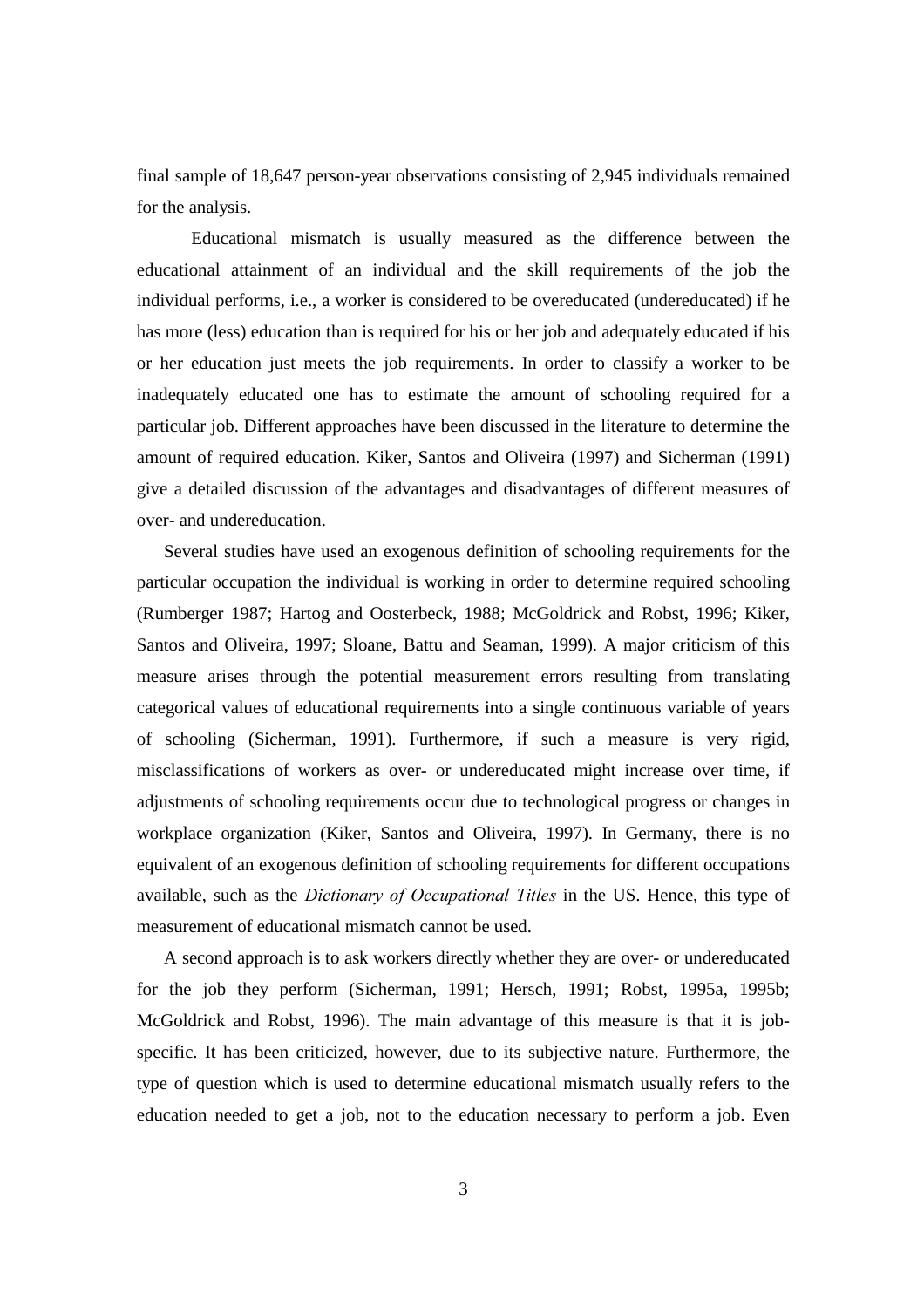final sample of 18,647 person-year observations consisting of 2,945 individuals remained for the analysis.

Educational mismatch is usually measured as the difference between the educational attainment of an individual and the skill requirements of the job the individual performs, i.e., a worker is considered to be overeducated (undereducated) if he has more (less) education than is required for his or her job and adequately educated if his or her education just meets the job requirements. In order to classify a worker to be inadequately educated one has to estimate the amount of schooling required for a particular job. Different approaches have been discussed in the literature to determine the amount of required education. Kiker, Santos and Oliveira (1997) and Sicherman (1991) give a detailed discussion of the advantages and disadvantages of different measures of over- and undereducation.

Several studies have used an exogenous definition of schooling requirements for the particular occupation the individual is working in order to determine required schooling (Rumberger 1987; Hartog and Oosterbeck, 1988; McGoldrick and Robst, 1996; Kiker, Santos and Oliveira, 1997; Sloane, Battu and Seaman, 1999). A major criticism of this measure arises through the potential measurement errors resulting from translating categorical values of educational requirements into a single continuous variable of years of schooling (Sicherman, 1991). Furthermore, if such a measure is very rigid, misclassifications of workers as over- or undereducated might increase over time, if adjustments of schooling requirements occur due to technological progress or changes in workplace organization (Kiker, Santos and Oliveira, 1997). In Germany, there is no equivalent of an exogenous definition of schooling requirements for different occupations available, such as the *Dictionary of Occupational Titles* in the US. Hence, this type of measurement of educational mismatch cannot be used.

A second approach is to ask workers directly whether they are over- or undereducated for the job they perform (Sicherman, 1991; Hersch, 1991; Robst, 1995a, 1995b; McGoldrick and Robst, 1996). The main advantage of this measure is that it is job-specific. It has been criticized, however, due to its subjective nature. Furthermore, the type of question which is used to determine educational mismatch usually refers to the education needed to get a job, not to the education necessary to perform a job. Even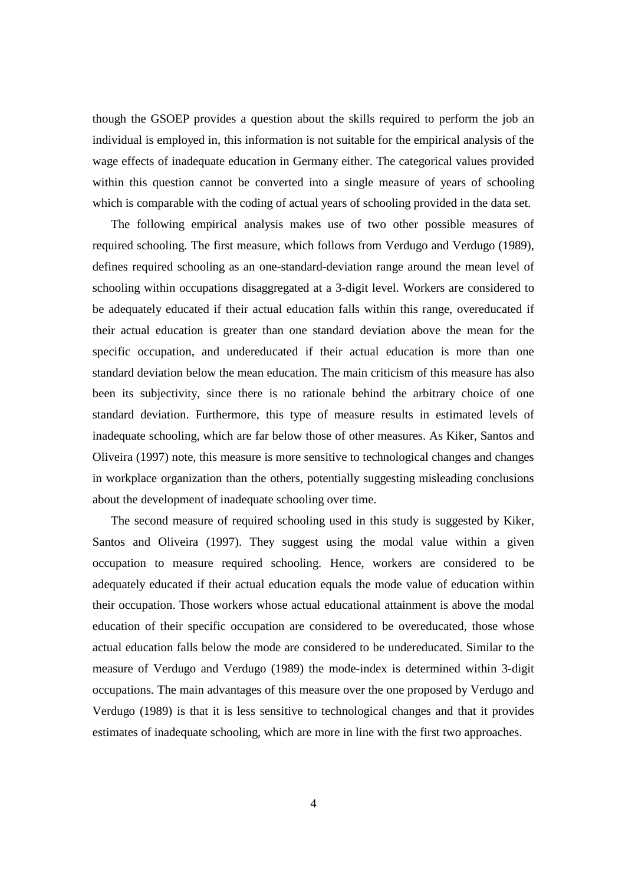though the GSOEP provides a question about the skills required to perform the job an individual is employed in, this information is not suitable for the empirical analysis of the wage effects of inadequate education in Germany either. The categorical values provided within this question cannot be converted into a single measure of years of schooling which is comparable with the coding of actual years of schooling provided in the data set.

The following empirical analysis makes use of two other possible measures of required schooling. The first measure, which follows from Verdugo and Verdugo (1989), defines required schooling as an one-standard-deviation range around the mean level of schooling within occupations disaggregated at a 3-digit level. Workers are considered to be adequately educated if their actual education falls within this range, overeducated if their actual education is greater than one standard deviation above the mean for the specific occupation, and undereducated if their actual education is more than one standard deviation below the mean education. The main criticism of this measure has also been its subjectivity, since there is no rationale behind the arbitrary choice of one standard deviation. Furthermore, this type of measure results in estimated levels of inadequate schooling, which are far below those of other measures. As Kiker, Santos and Oliveira (1997) note, this measure is more sensitive to technological changes and changes in workplace organization than the others, potentially suggesting misleading conclusions about the development of inadequate schooling over time.

The second measure of required schooling used in this study is suggested by Kiker, Santos and Oliveira (1997). They suggest using the modal value within a given occupation to measure required schooling. Hence, workers are considered to be adequately educated if their actual education equals the mode value of education within their occupation. Those workers whose actual educational attainment is above the modal education of their specific occupation are considered to be overeducated, those whose actual education falls below the mode are considered to be undereducated. Similar to the measure of Verdugo and Verdugo (1989) the mode-index is determined within 3-digit occupations. The main advantages of this measure over the one proposed by Verdugo and Verdugo (1989) is that it is less sensitive to technological changes and that it provides estimates of inadequate schooling, which are more in line with the first two approaches.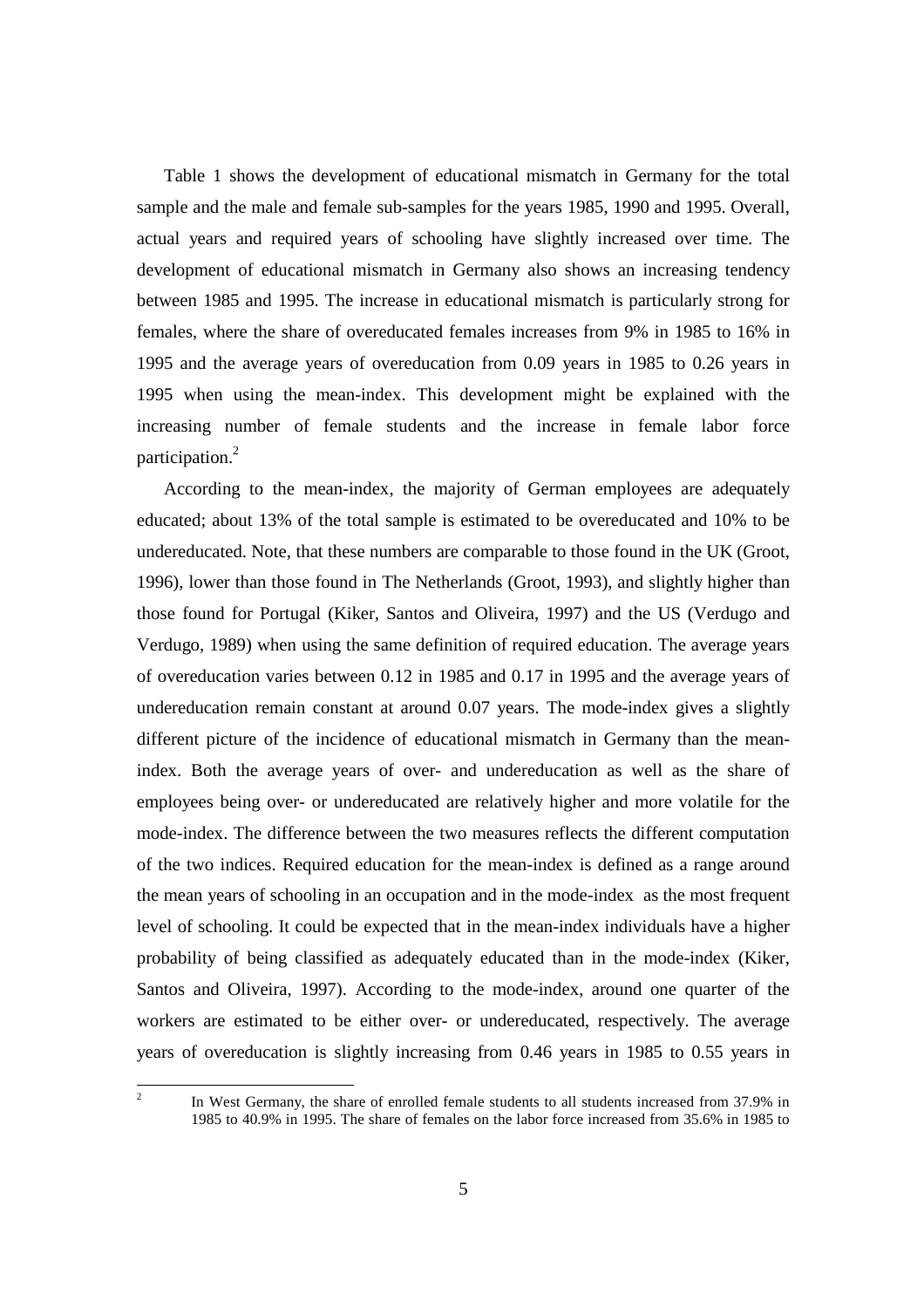Table 1 shows the development of educational mismatch in Germany for the total sample and the male and female sub-samples for the years 1985, 1990 and 1995. Overall, actual years and required years of schooling have slightly increased over time. The development of educational mismatch in Germany also shows an increasing tendency between 1985 and 1995. The increase in educational mismatch is particularly strong for females, where the share of overeducated females increases from 9% in 1985 to 16% in 1995 and the average years of overeducation from 0.09 years in 1985 to 0.26 years in 1995 when using the mean-index. This development might be explained with the increasing number of female students and the increase in female labor force participation.[2]

According to the mean-index, the majority of German employees are adequately educated; about 13% of the total sample is estimated to be overeducated and 10% to be undereducated. Note, that these numbers are comparable to those found in the UK (Groot, 1996), lower than those found in The Netherlands (Groot, 1993), and slightly higher than those found for Portugal (Kiker, Santos and Oliveira, 1997) and the US (Verdugo and Verdugo, 1989) when using the same definition of required education. The average years of overeducation varies between 0.12 in 1985 and 0.17 in 1995 and the average years of undereducation remain constant at around 0.07 years. The mode-index gives a slightly different picture of the incidence of educational mismatch in Germany than the mean-index. Both the average years of over- and undereducation as well as the share of employees being over- or undereducated are relatively higher and more volatile for the mode-index. The difference between the two measures reflects the different computation of the two indices. Required education for the mean-index is defined as a range around the mean years of schooling in an occupation and in the mode-index as the most frequent level of schooling. It could be expected that in the mean-index individuals have a higher probability of being classified as adequately educated than in the mode-index (Kiker, Santos and Oliveira, 1997). According to the mode-index, around one quarter of the workers are estimated to be either over- or undereducated, respectively. The average years of overeducation is slightly increasing from 0.46 years in 1985 to 0.55 years in

[2] In West Germany, the share of enrolled female students to all students increased from 37.9% in 1985 to 40.9% in 1995. The share of females on the labor force increased from 35.6% in 1985 to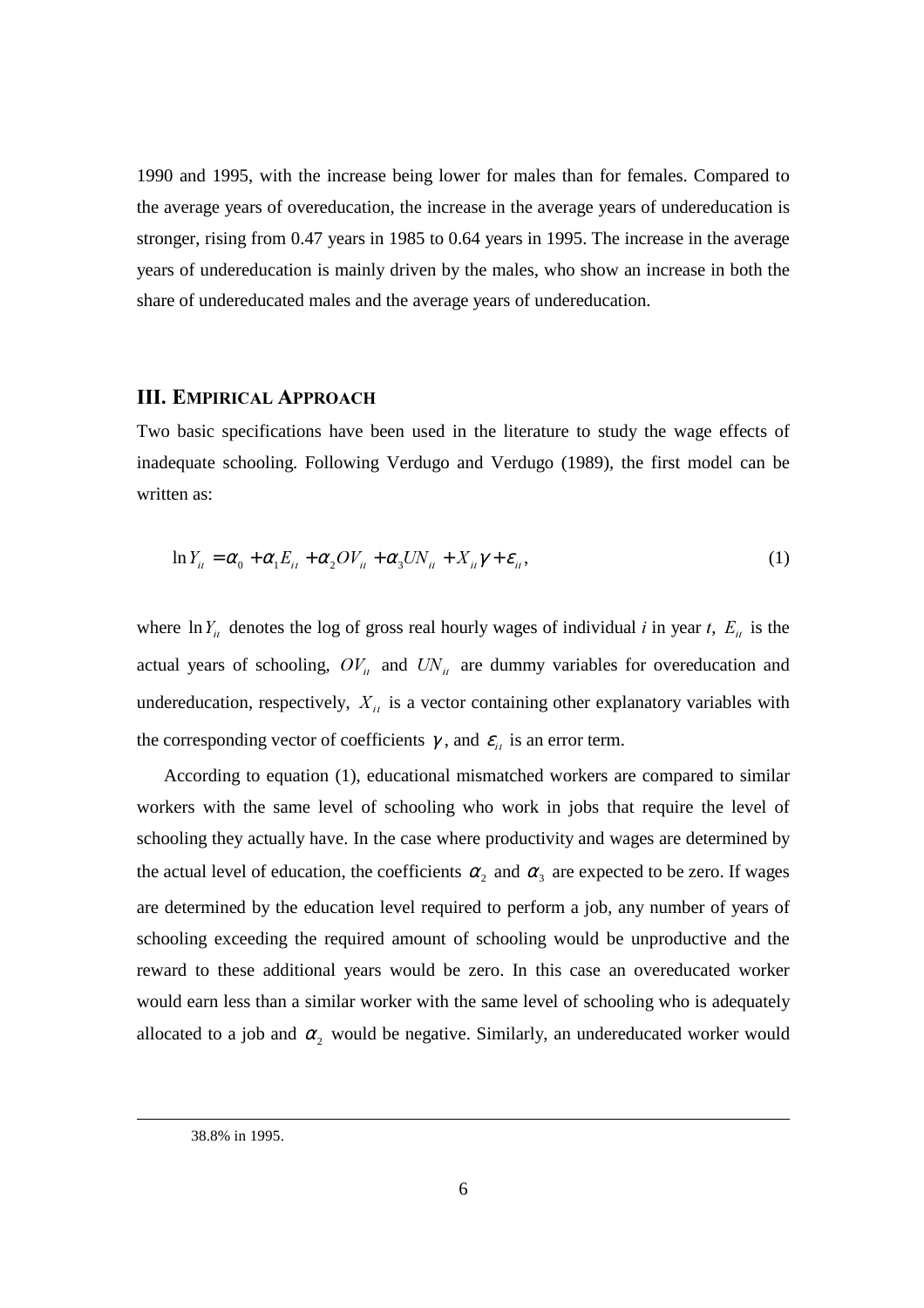1990 and 1995, with the increase being lower for males than for females. Compared to the average years of overeducation, the increase in the average years of undereducation is stronger, rising from 0.47 years in 1985 to 0.64 years in 1995. The increase in the average years of undereducation is mainly driven by the males, who show an increase in both the share of undereducated males and the average years of undereducation.

## III. EMPIRICAL APPROACH

Two basic specifications have been used in the literature to study the wage effects of inadequate schooling. Following Verdugo and Verdugo (1989), the first model can be written as:

$$\ln Y_{it} = \alpha_0 + \alpha_1 E_{it} + \alpha_2 OV_{it} + \alpha_3 UN_{it} + X_{it}\gamma + \varepsilon_{it}, \tag{1}$$

where $\ln Y_{it}$ denotes the log of gross real hourly wages of individual *i* in year *t*, $E_{it}$ is the actual years of schooling, $OV_{it}$ and $UN_{it}$ are dummy variables for overeducation and undereducation, respectively, $X_{it}$ is a vector containing other explanatory variables with the corresponding vector of coefficients $\gamma$, and $\varepsilon_{it}$ is an error term.

According to equation (1), educational mismatched workers are compared to similar workers with the same level of schooling who work in jobs that require the level of schooling they actually have. In the case where productivity and wages are determined by the actual level of education, the coefficients $\alpha_2$ and $\alpha_3$ are expected to be zero. If wages are determined by the education level required to perform a job, any number of years of schooling exceeding the required amount of schooling would be unproductive and the reward to these additional years would be zero. In this case an overeducated worker would earn less than a similar worker with the same level of schooling who is adequately allocated to a job and $\alpha_2$ would be negative. Similarly, an undereducated worker would

---

38.8% in 1995.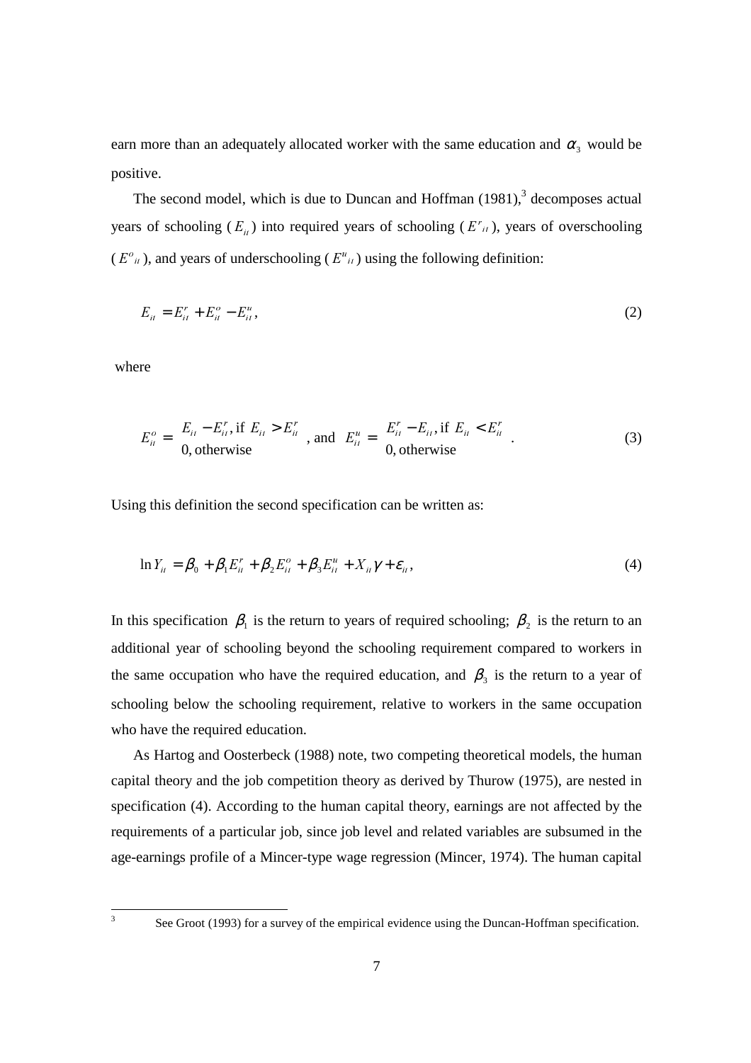earn more than an adequately allocated worker with the same education and $\alpha_3$ would be positive.

The second model, which is due to Duncan and Hoffman (1981),[3] decomposes actual years of schooling ($E_{it}$) into required years of schooling ($E^r{}_{it}$), years of overschooling ($E^o{}_{it}$), and years of underschooling ($E^u{}_{it}$) using the following definition:

$$E_{it} = E^r_{it} + E^o_{it} - E^u_{it}, \tag{2}$$

where

$$E^o_{it} = \begin{cases} E_{it} - E^r_{it}, \text{if } E_{it} > E^r_{it} \\ 0, \text{otherwise} \end{cases}, \text{ and } \; E^u_{it} = \begin{cases} E^r_{it} - E_{it}, \text{if } E_{it} < E^r_{it} \\ 0, \text{otherwise} \end{cases}. \tag{3}$$

Using this definition the second specification can be written as:

$$\ln Y_{it} = \beta_0 + \beta_1 E^r_{it} + \beta_2 E^o_{it} + \beta_3 E^u_{it} + X_{it}\gamma + \varepsilon_{it}, \tag{4}$$

In this specification $\beta_1$ is the return to years of required schooling; $\beta_2$ is the return to an additional year of schooling beyond the schooling requirement compared to workers in the same occupation who have the required education, and $\beta_3$ is the return to a year of schooling below the schooling requirement, relative to workers in the same occupation who have the required education.

As Hartog and Oosterbeck (1988) note, two competing theoretical models, the human capital theory and the job competition theory as derived by Thurow (1975), are nested in specification (4). According to the human capital theory, earnings are not affected by the requirements of a particular job, since job level and related variables are subsumed in the age-earnings profile of a Mincer-type wage regression (Mincer, 1974). The human capital

[3] See Groot (1993) for a survey of the empirical evidence using the Duncan-Hoffman specification.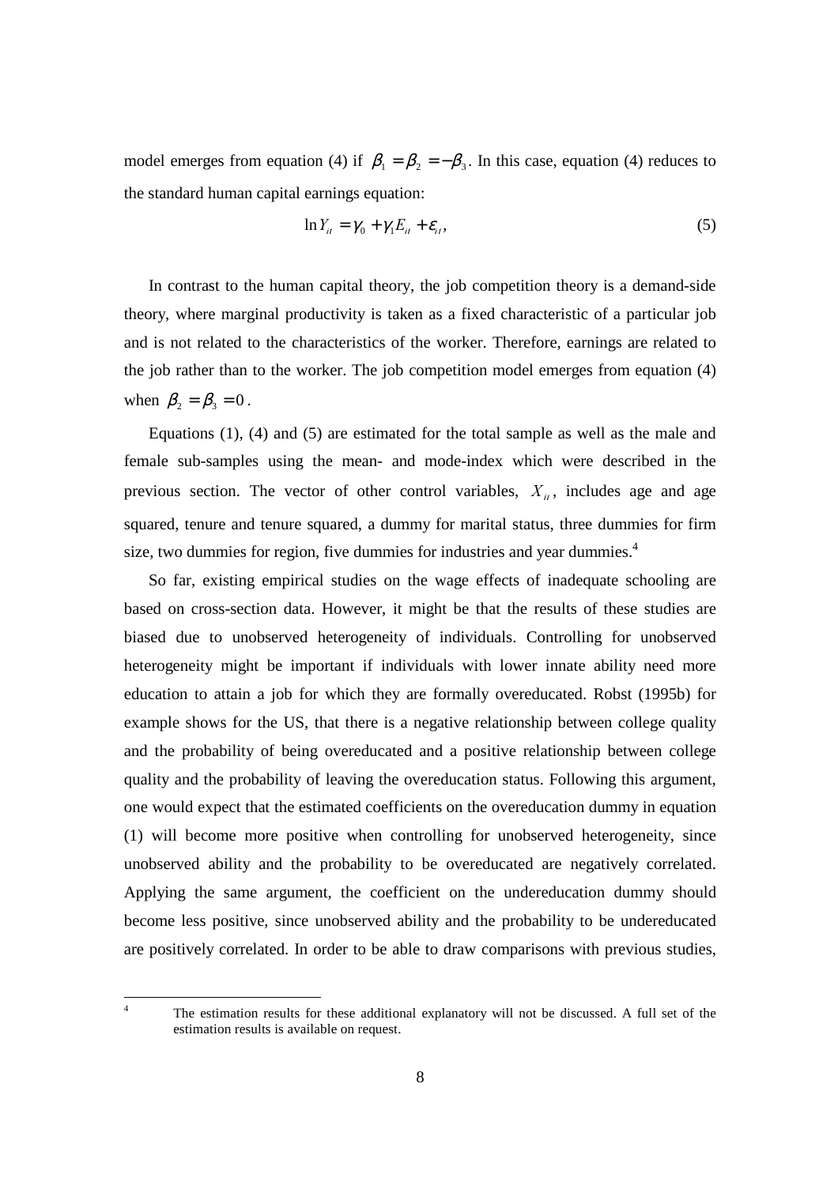model emerges from equation (4) if $\beta_1 = \beta_2 = -\beta_3$. In this case, equation (4) reduces to the standard human capital earnings equation:

$$\ln Y_{it} = \gamma_0 + \gamma_1 E_{it} + \varepsilon_{it}, \tag{5}$$

In contrast to the human capital theory, the job competition theory is a demand-side theory, where marginal productivity is taken as a fixed characteristic of a particular job and is not related to the characteristics of the worker. Therefore, earnings are related to the job rather than to the worker. The job competition model emerges from equation (4) when $\beta_2 = \beta_3 = 0$.

Equations (1), (4) and (5) are estimated for the total sample as well as the male and female sub-samples using the mean- and mode-index which were described in the previous section. The vector of other control variables, $X_{it}$, includes age and age squared, tenure and tenure squared, a dummy for marital status, three dummies for firm size, two dummies for region, five dummies for industries and year dummies.[4]

So far, existing empirical studies on the wage effects of inadequate schooling are based on cross-section data. However, it might be that the results of these studies are biased due to unobserved heterogeneity of individuals. Controlling for unobserved heterogeneity might be important if individuals with lower innate ability need more education to attain a job for which they are formally overeducated. Robst (1995b) for example shows for the US, that there is a negative relationship between college quality and the probability of being overeducated and a positive relationship between college quality and the probability of leaving the overeducation status. Following this argument, one would expect that the estimated coefficients on the overeducation dummy in equation (1) will become more positive when controlling for unobserved heterogeneity, since unobserved ability and the probability to be overeducated are negatively correlated. Applying the same argument, the coefficient on the undereducation dummy should become less positive, since unobserved ability and the probability to be undereducated are positively correlated. In order to be able to draw comparisons with previous studies,

---

[4] The estimation results for these additional explanatory will not be discussed. A full set of the estimation results is available on request.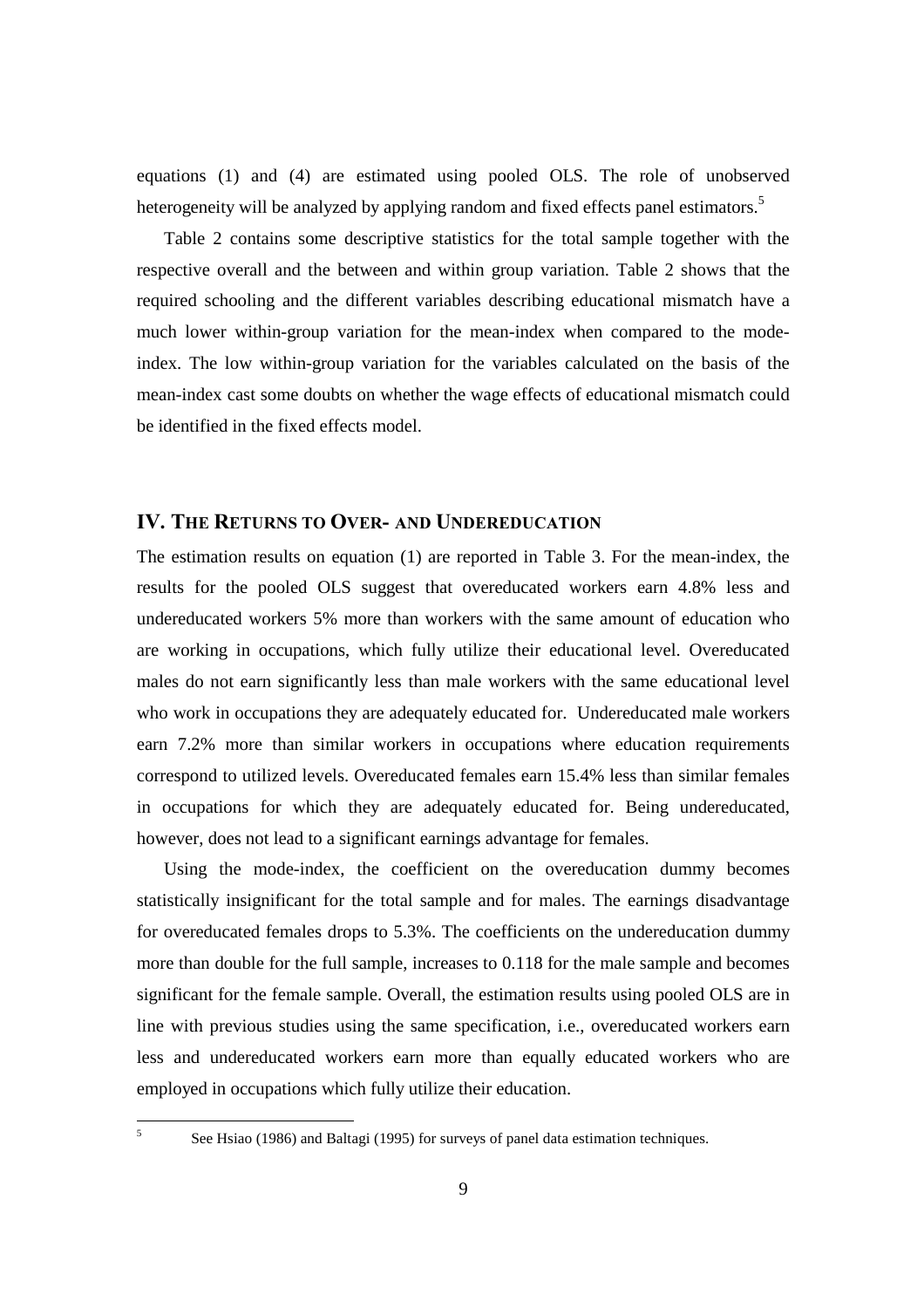equations (1) and (4) are estimated using pooled OLS. The role of unobserved heterogeneity will be analyzed by applying random and fixed effects panel estimators.[5]

Table 2 contains some descriptive statistics for the total sample together with the respective overall and the between and within group variation. Table 2 shows that the required schooling and the different variables describing educational mismatch have a much lower within-group variation for the mean-index when compared to the mode-index. The low within-group variation for the variables calculated on the basis of the mean-index cast some doubts on whether the wage effects of educational mismatch could be identified in the fixed effects model.

## IV. The Returns to Over- and Undereducation

The estimation results on equation (1) are reported in Table 3. For the mean-index, the results for the pooled OLS suggest that overeducated workers earn 4.8% less and undereducated workers 5% more than workers with the same amount of education who are working in occupations, which fully utilize their educational level. Overeducated males do not earn significantly less than male workers with the same educational level who work in occupations they are adequately educated for. Undereducated male workers earn 7.2% more than similar workers in occupations where education requirements correspond to utilized levels. Overeducated females earn 15.4% less than similar females in occupations for which they are adequately educated for. Being undereducated, however, does not lead to a significant earnings advantage for females.

Using the mode-index, the coefficient on the overeducation dummy becomes statistically insignificant for the total sample and for males. The earnings disadvantage for overeducated females drops to 5.3%. The coefficients on the undereducation dummy more than double for the full sample, increases to 0.118 for the male sample and becomes significant for the female sample. Overall, the estimation results using pooled OLS are in line with previous studies using the same specification, i.e., overeducated workers earn less and undereducated workers earn more than equally educated workers who are employed in occupations which fully utilize their education.

[5] See Hsiao (1986) and Baltagi (1995) for surveys of panel data estimation techniques.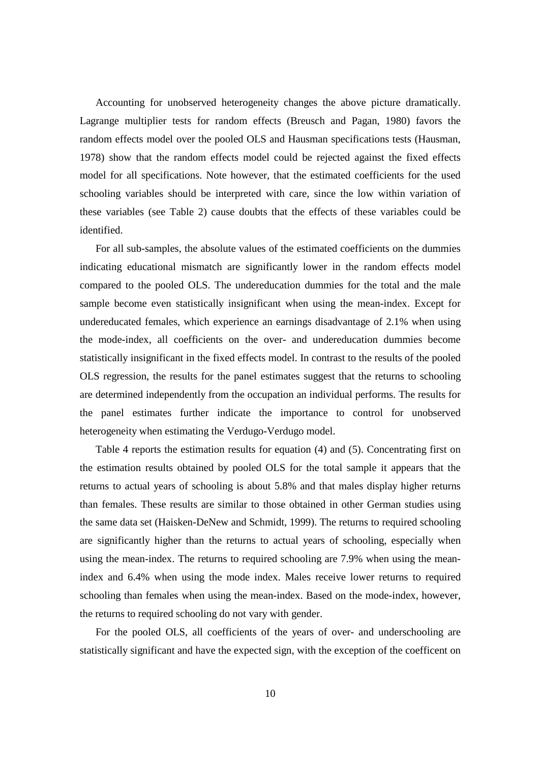Accounting for unobserved heterogeneity changes the above picture dramatically. Lagrange multiplier tests for random effects (Breusch and Pagan, 1980) favors the random effects model over the pooled OLS and Hausman specifications tests (Hausman, 1978) show that the random effects model could be rejected against the fixed effects model for all specifications. Note however, that the estimated coefficients for the used schooling variables should be interpreted with care, since the low within variation of these variables (see Table 2) cause doubts that the effects of these variables could be identified.

For all sub-samples, the absolute values of the estimated coefficients on the dummies indicating educational mismatch are significantly lower in the random effects model compared to the pooled OLS. The undereducation dummies for the total and the male sample become even statistically insignificant when using the mean-index. Except for undereducated females, which experience an earnings disadvantage of 2.1% when using the mode-index, all coefficients on the over- and undereducation dummies become statistically insignificant in the fixed effects model. In contrast to the results of the pooled OLS regression, the results for the panel estimates suggest that the returns to schooling are determined independently from the occupation an individual performs. The results for the panel estimates further indicate the importance to control for unobserved heterogeneity when estimating the Verdugo-Verdugo model.

Table 4 reports the estimation results for equation (4) and (5). Concentrating first on the estimation results obtained by pooled OLS for the total sample it appears that the returns to actual years of schooling is about 5.8% and that males display higher returns than females. These results are similar to those obtained in other German studies using the same data set (Haisken-DeNew and Schmidt, 1999). The returns to required schooling are significantly higher than the returns to actual years of schooling, especially when using the mean-index. The returns to required schooling are 7.9% when using the mean-index and 6.4% when using the mode index. Males receive lower returns to required schooling than females when using the mean-index. Based on the mode-index, however, the returns to required schooling do not vary with gender.

For the pooled OLS, all coefficients of the years of over- and underschooling are statistically significant and have the expected sign, with the exception of the coefficent on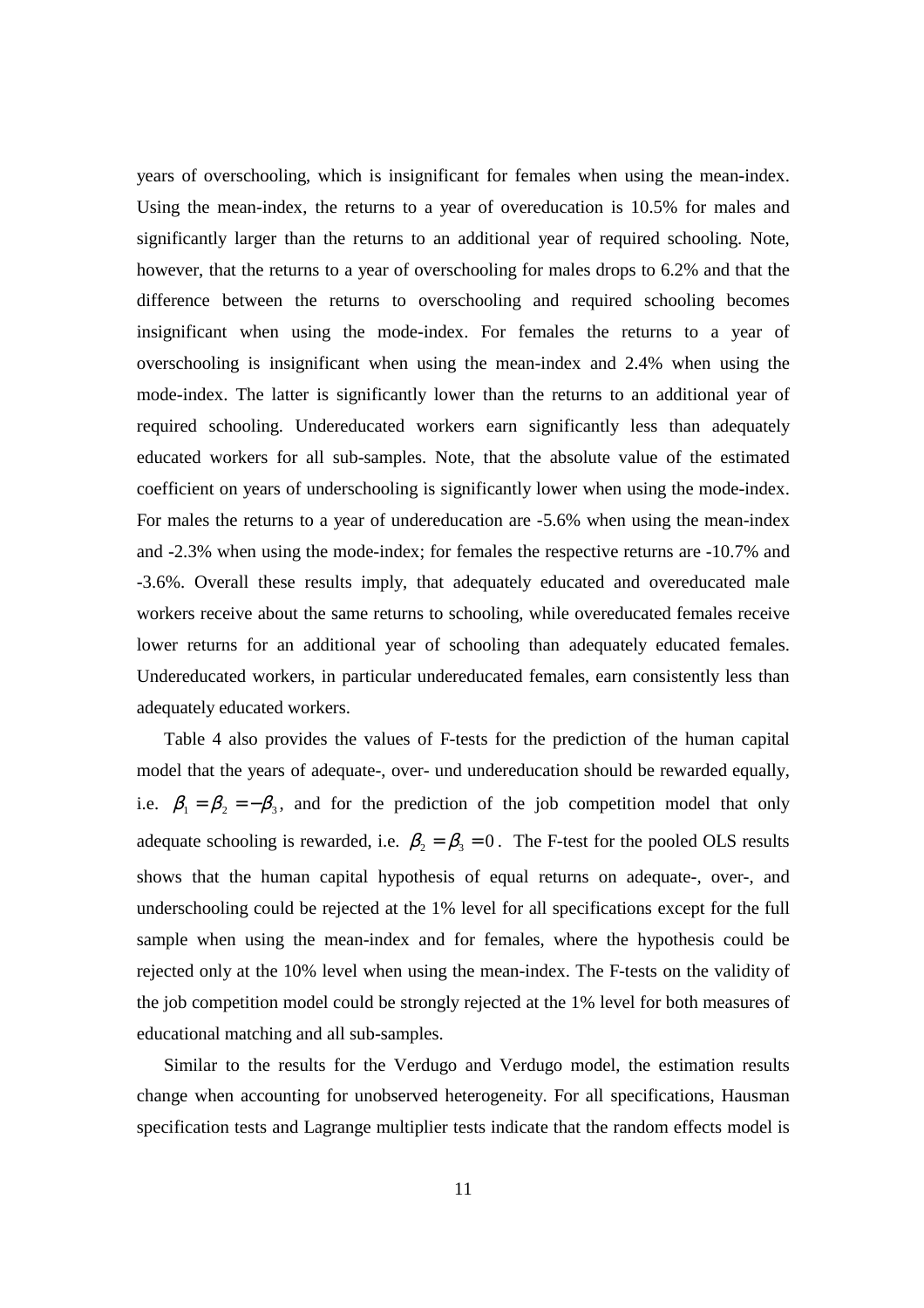years of overschooling, which is insignificant for females when using the mean-index. Using the mean-index, the returns to a year of overeducation is 10.5% for males and significantly larger than the returns to an additional year of required schooling. Note, however, that the returns to a year of overschooling for males drops to 6.2% and that the difference between the returns to overschooling and required schooling becomes insignificant when using the mode-index. For females the returns to a year of overschooling is insignificant when using the mean-index and 2.4% when using the mode-index. The latter is significantly lower than the returns to an additional year of required schooling. Undereducated workers earn significantly less than adequately educated workers for all sub-samples. Note, that the absolute value of the estimated coefficient on years of underschooling is significantly lower when using the mode-index. For males the returns to a year of undereducation are -5.6% when using the mean-index and -2.3% when using the mode-index; for females the respective returns are -10.7% and -3.6%. Overall these results imply, that adequately educated and overeducated male workers receive about the same returns to schooling, while overeducated females receive lower returns for an additional year of schooling than adequately educated females. Undereducated workers, in particular undereducated females, earn consistently less than adequately educated workers.

Table 4 also provides the values of F-tests for the prediction of the human capital model that the years of adequate-, over- und undereducation should be rewarded equally, i.e. $\beta_1 = \beta_2 = -\beta_3$, and for the prediction of the job competition model that only adequate schooling is rewarded, i.e. $\beta_2 = \beta_3 = 0$. The F-test for the pooled OLS results shows that the human capital hypothesis of equal returns on adequate-, over-, and underschooling could be rejected at the 1% level for all specifications except for the full sample when using the mean-index and for females, where the hypothesis could be rejected only at the 10% level when using the mean-index. The F-tests on the validity of the job competition model could be strongly rejected at the 1% level for both measures of educational matching and all sub-samples.

Similar to the results for the Verdugo and Verdugo model, the estimation results change when accounting for unobserved heterogeneity. For all specifications, Hausman specification tests and Lagrange multiplier tests indicate that the random effects model is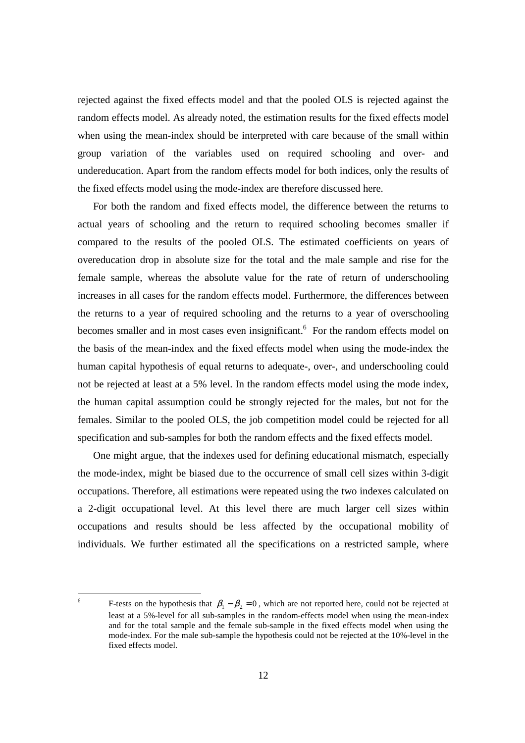rejected against the fixed effects model and that the pooled OLS is rejected against the random effects model. As already noted, the estimation results for the fixed effects model when using the mean-index should be interpreted with care because of the small within group variation of the variables used on required schooling and over- and undereducation. Apart from the random effects model for both indices, only the results of the fixed effects model using the mode-index are therefore discussed here.

For both the random and fixed effects model, the difference between the returns to actual years of schooling and the return to required schooling becomes smaller if compared to the results of the pooled OLS. The estimated coefficients on years of overeducation drop in absolute size for the total and the male sample and rise for the female sample, whereas the absolute value for the rate of return of underschooling increases in all cases for the random effects model. Furthermore, the differences between the returns to a year of required schooling and the returns to a year of overschooling becomes smaller and in most cases even insignificant.[6] For the random effects model on the basis of the mean-index and the fixed effects model when using the mode-index the human capital hypothesis of equal returns to adequate-, over-, and underschooling could not be rejected at least at a 5% level. In the random effects model using the mode index, the human capital assumption could be strongly rejected for the males, but not for the females. Similar to the pooled OLS, the job competition model could be rejected for all specification and sub-samples for both the random effects and the fixed effects model.

One might argue, that the indexes used for defining educational mismatch, especially the mode-index, might be biased due to the occurrence of small cell sizes within 3-digit occupations. Therefore, all estimations were repeated using the two indexes calculated on a 2-digit occupational level. At this level there are much larger cell sizes within occupations and results should be less affected by the occupational mobility of individuals. We further estimated all the specifications on a restricted sample, where

[6] F-tests on the hypothesis that $\beta_1 - \beta_2 = 0$, which are not reported here, could not be rejected at least at a 5%-level for all sub-samples in the random-effects model when using the mean-index and for the total sample and the female sub-sample in the fixed effects model when using the mode-index. For the male sub-sample the hypothesis could not be rejected at the 10%-level in the fixed effects model.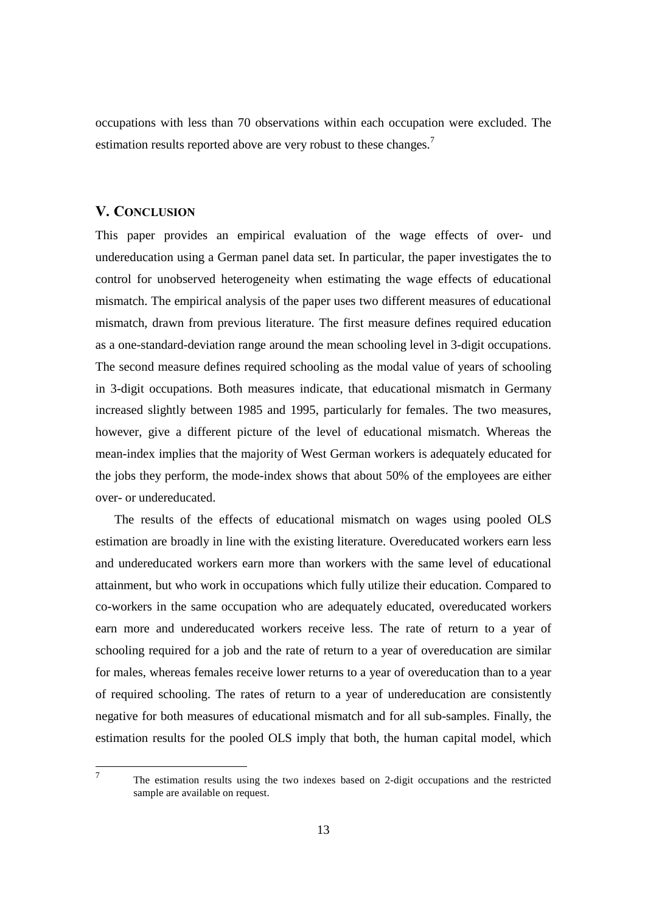occupations with less than 70 observations within each occupation were excluded. The estimation results reported above are very robust to these changes.[7]

## V. CONCLUSION

This paper provides an empirical evaluation of the wage effects of over- und undereducation using a German panel data set. In particular, the paper investigates the to control for unobserved heterogeneity when estimating the wage effects of educational mismatch. The empirical analysis of the paper uses two different measures of educational mismatch, drawn from previous literature. The first measure defines required education as a one-standard-deviation range around the mean schooling level in 3-digit occupations. The second measure defines required schooling as the modal value of years of schooling in 3-digit occupations. Both measures indicate, that educational mismatch in Germany increased slightly between 1985 and 1995, particularly for females. The two measures, however, give a different picture of the level of educational mismatch. Whereas the mean-index implies that the majority of West German workers is adequately educated for the jobs they perform, the mode-index shows that about 50% of the employees are either over- or undereducated.

The results of the effects of educational mismatch on wages using pooled OLS estimation are broadly in line with the existing literature. Overeducated workers earn less and undereducated workers earn more than workers with the same level of educational attainment, but who work in occupations which fully utilize their education. Compared to co-workers in the same occupation who are adequately educated, overeducated workers earn more and undereducated workers receive less. The rate of return to a year of schooling required for a job and the rate of return to a year of overeducation are similar for males, whereas females receive lower returns to a year of overeducation than to a year of required schooling. The rates of return to a year of undereducation are consistently negative for both measures of educational mismatch and for all sub-samples. Finally, the estimation results for the pooled OLS imply that both, the human capital model, which

---

[7] The estimation results using the two indexes based on 2-digit occupations and the restricted sample are available on request.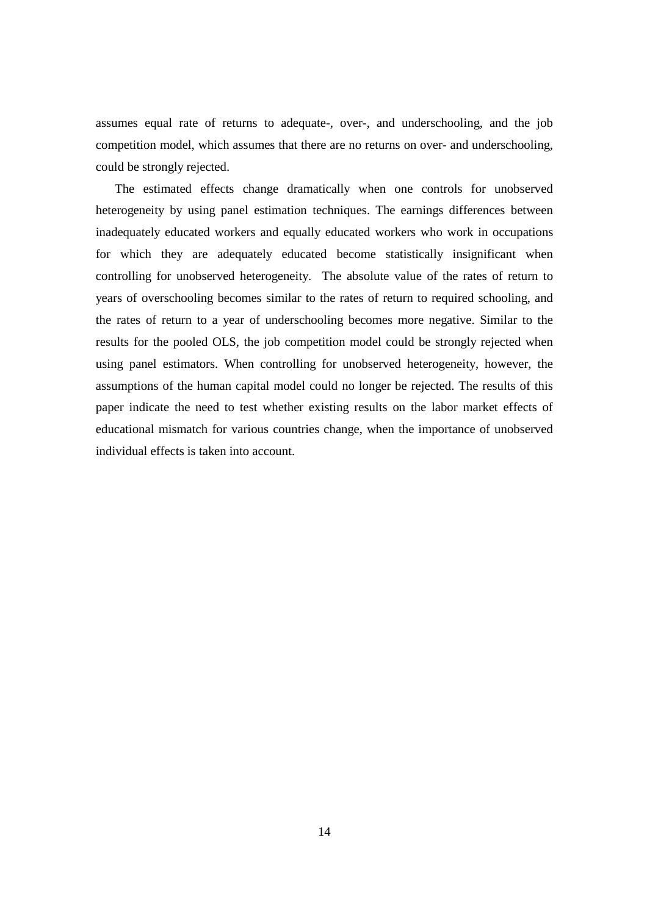assumes equal rate of returns to adequate-, over-, and underschooling, and the job competition model, which assumes that there are no returns on over- and underschooling, could be strongly rejected.

The estimated effects change dramatically when one controls for unobserved heterogeneity by using panel estimation techniques. The earnings differences between inadequately educated workers and equally educated workers who work in occupations for which they are adequately educated become statistically insignificant when controlling for unobserved heterogeneity. The absolute value of the rates of return to years of overschooling becomes similar to the rates of return to required schooling, and the rates of return to a year of underschooling becomes more negative. Similar to the results for the pooled OLS, the job competition model could be strongly rejected when using panel estimators. When controlling for unobserved heterogeneity, however, the assumptions of the human capital model could no longer be rejected. The results of this paper indicate the need to test whether existing results on the labor market effects of educational mismatch for various countries change, when the importance of unobserved individual effects is taken into account.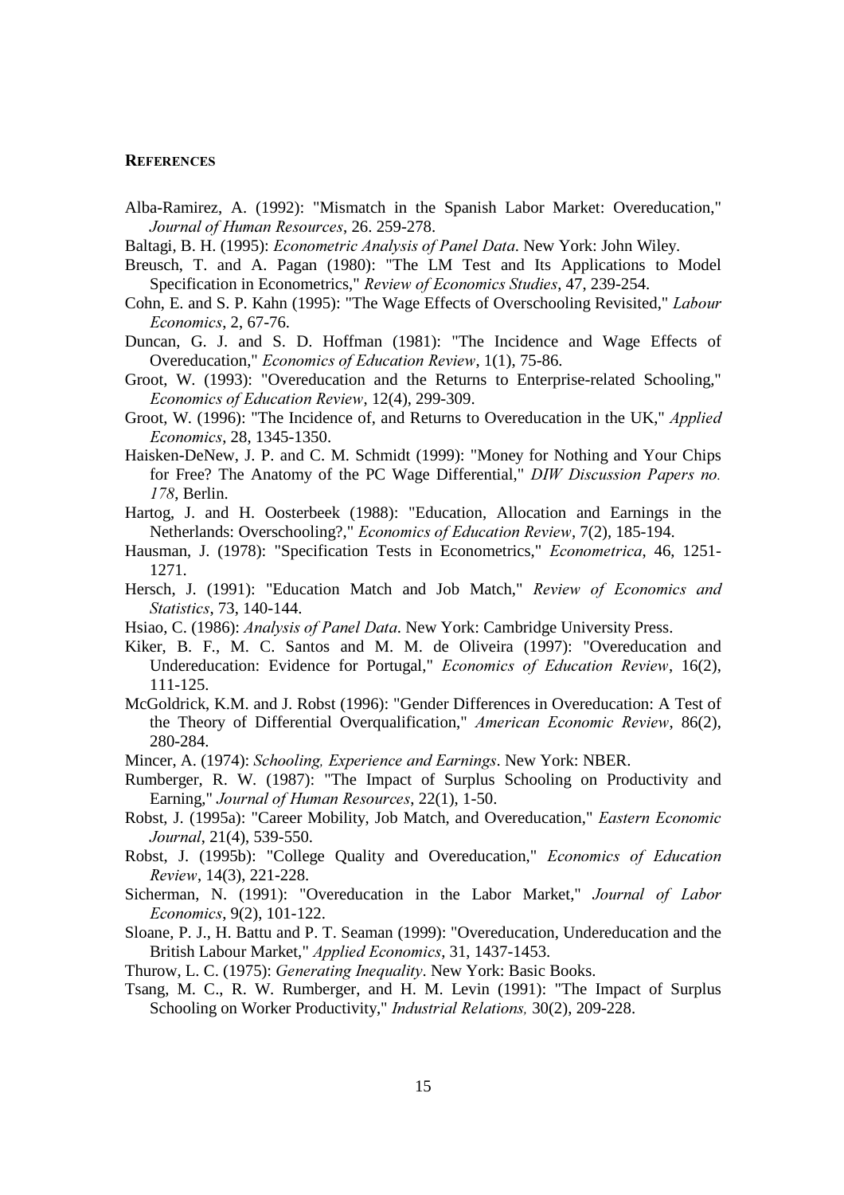## REFERENCES

Alba-Ramirez, A. (1992): "Mismatch in the Spanish Labor Market: Overeducation," *Journal of Human Resources*, 26. 259-278.

Baltagi, B. H. (1995): *Econometric Analysis of Panel Data*. New York: John Wiley.

Breusch, T. and A. Pagan (1980): "The LM Test and Its Applications to Model Specification in Econometrics," *Review of Economics Studies*, 47, 239-254.

Cohn, E. and S. P. Kahn (1995): "The Wage Effects of Overschooling Revisited," *Labour Economics*, 2, 67-76.

Duncan, G. J. and S. D. Hoffman (1981): "The Incidence and Wage Effects of Overeducation," *Economics of Education Review*, 1(1), 75-86.

Groot, W. (1993): "Overeducation and the Returns to Enterprise-related Schooling," *Economics of Education Review*, 12(4), 299-309.

Groot, W. (1996): "The Incidence of, and Returns to Overeducation in the UK," *Applied Economics*, 28, 1345-1350.

Haisken-DeNew, J. P. and C. M. Schmidt (1999): "Money for Nothing and Your Chips for Free? The Anatomy of the PC Wage Differential," *DIW Discussion Papers no. 178*, Berlin.

Hartog, J. and H. Oosterbeek (1988): "Education, Allocation and Earnings in the Netherlands: Overschooling?," *Economics of Education Review*, 7(2), 185-194.

Hausman, J. (1978): "Specification Tests in Econometrics," *Econometrica*, 46, 1251-1271.

Hersch, J. (1991): "Education Match and Job Match," *Review of Economics and Statistics*, 73, 140-144.

Hsiao, C. (1986): *Analysis of Panel Data*. New York: Cambridge University Press.

Kiker, B. F., M. C. Santos and M. M. de Oliveira (1997): "Overeducation and Undereducation: Evidence for Portugal," *Economics of Education Review*, 16(2), 111-125.

McGoldrick, K.M. and J. Robst (1996): "Gender Differences in Overeducation: A Test of the Theory of Differential Overqualification," *American Economic Review*, 86(2), 280-284.

Mincer, A. (1974): *Schooling, Experience and Earnings*. New York: NBER.

Rumberger, R. W. (1987): "The Impact of Surplus Schooling on Productivity and Earning," *Journal of Human Resources*, 22(1), 1-50.

Robst, J. (1995a): "Career Mobility, Job Match, and Overeducation," *Eastern Economic Journal*, 21(4), 539-550.

Robst, J. (1995b): "College Quality and Overeducation," *Economics of Education Review*, 14(3), 221-228.

Sicherman, N. (1991): "Overeducation in the Labor Market," *Journal of Labor Economics*, 9(2), 101-122.

Sloane, P. J., H. Battu and P. T. Seaman (1999): "Overeducation, Undereducation and the British Labour Market," *Applied Economics*, 31, 1437-1453.

Thurow, L. C. (1975): *Generating Inequality*. New York: Basic Books.

Tsang, M. C., R. W. Rumberger, and H. M. Levin (1991): "The Impact of Surplus Schooling on Worker Productivity," *Industrial Relations,* 30(2), 209-228.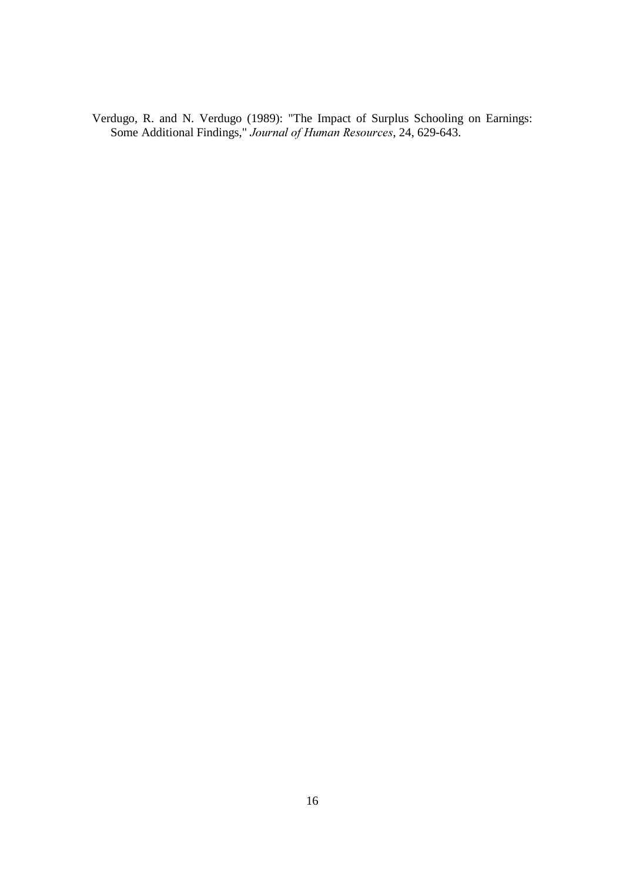Verdugo, R. and N. Verdugo (1989): "The Impact of Surplus Schooling on Earnings: Some Additional Findings," *Journal of Human Resources*, 24, 629-643.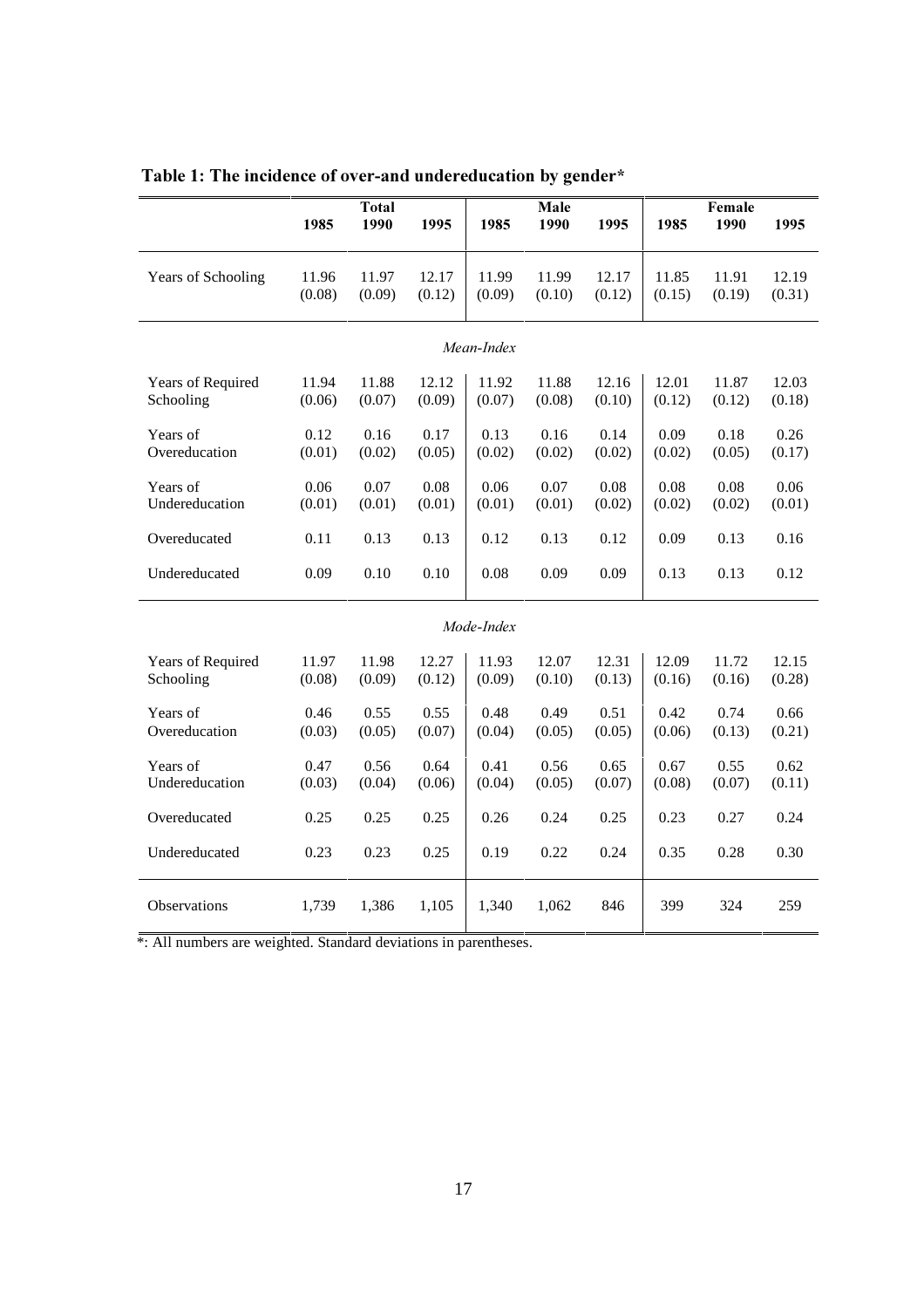**Table 1: The incidence of over-and undereducation by gender***

| | Total | | | Male | | | Female | | |
|---|---|---|---|---|---|---|---|---|---|
| | 1985 | 1990 | 1995 | 1985 | 1990 | 1995 | 1985 | 1990 | 1995 |
| Years of Schooling | 11.96<br>(0.08) | 11.97<br>(0.09) | 12.17<br>(0.12) | 11.99<br>(0.09) | 11.99<br>(0.10) | 12.17<br>(0.12) | 11.85<br>(0.15) | 11.91<br>(0.19) | 12.19<br>(0.31) |
| *Mean-Index* | | | | | | | | | |
| Years of Required Schooling | 11.94<br>(0.06) | 11.88<br>(0.07) | 12.12<br>(0.09) | 11.92<br>(0.07) | 11.88<br>(0.08) | 12.16<br>(0.10) | 12.01<br>(0.12) | 11.87<br>(0.12) | 12.03<br>(0.18) |
| Years of Overeducation | 0.12<br>(0.01) | 0.16<br>(0.02) | 0.17<br>(0.05) | 0.13<br>(0.02) | 0.16<br>(0.02) | 0.14<br>(0.02) | 0.09<br>(0.02) | 0.18<br>(0.05) | 0.26<br>(0.17) |
| Years of Undereducation | 0.06<br>(0.01) | 0.07<br>(0.01) | 0.08<br>(0.01) | 0.06<br>(0.01) | 0.07<br>(0.01) | 0.08<br>(0.02) | 0.08<br>(0.02) | 0.08<br>(0.02) | 0.06<br>(0.01) |
| Overeducated | 0.11 | 0.13 | 0.13 | 0.12 | 0.13 | 0.12 | 0.09 | 0.13 | 0.16 |
| Undereducated | 0.09 | 0.10 | 0.10 | 0.08 | 0.09 | 0.09 | 0.13 | 0.13 | 0.12 |
| *Mode-Index* | | | | | | | | | |
| Years of Required Schooling | 11.97<br>(0.08) | 11.98<br>(0.09) | 12.27<br>(0.12) | 11.93<br>(0.09) | 12.07<br>(0.10) | 12.31<br>(0.13) | 12.09<br>(0.16) | 11.72<br>(0.16) | 12.15<br>(0.28) |
| Years of Overeducation | 0.46<br>(0.03) | 0.55<br>(0.05) | 0.55<br>(0.07) | 0.48<br>(0.04) | 0.49<br>(0.05) | 0.51<br>(0.05) | 0.42<br>(0.06) | 0.74<br>(0.13) | 0.66<br>(0.21) |
| Years of Undereducation | 0.47<br>(0.03) | 0.56<br>(0.04) | 0.64<br>(0.06) | 0.41<br>(0.04) | 0.56<br>(0.05) | 0.65<br>(0.07) | 0.67<br>(0.08) | 0.55<br>(0.07) | 0.62<br>(0.11) |
| Overeducated | 0.25 | 0.25 | 0.25 | 0.26 | 0.24 | 0.25 | 0.23 | 0.27 | 0.24 |
| Undereducated | 0.23 | 0.23 | 0.25 | 0.19 | 0.22 | 0.24 | 0.35 | 0.28 | 0.30 |
| Observations | 1,739 | 1,386 | 1,105 | 1,340 | 1,062 | 846 | 399 | 324 | 259 |

*: All numbers are weighted. Standard deviations in parentheses.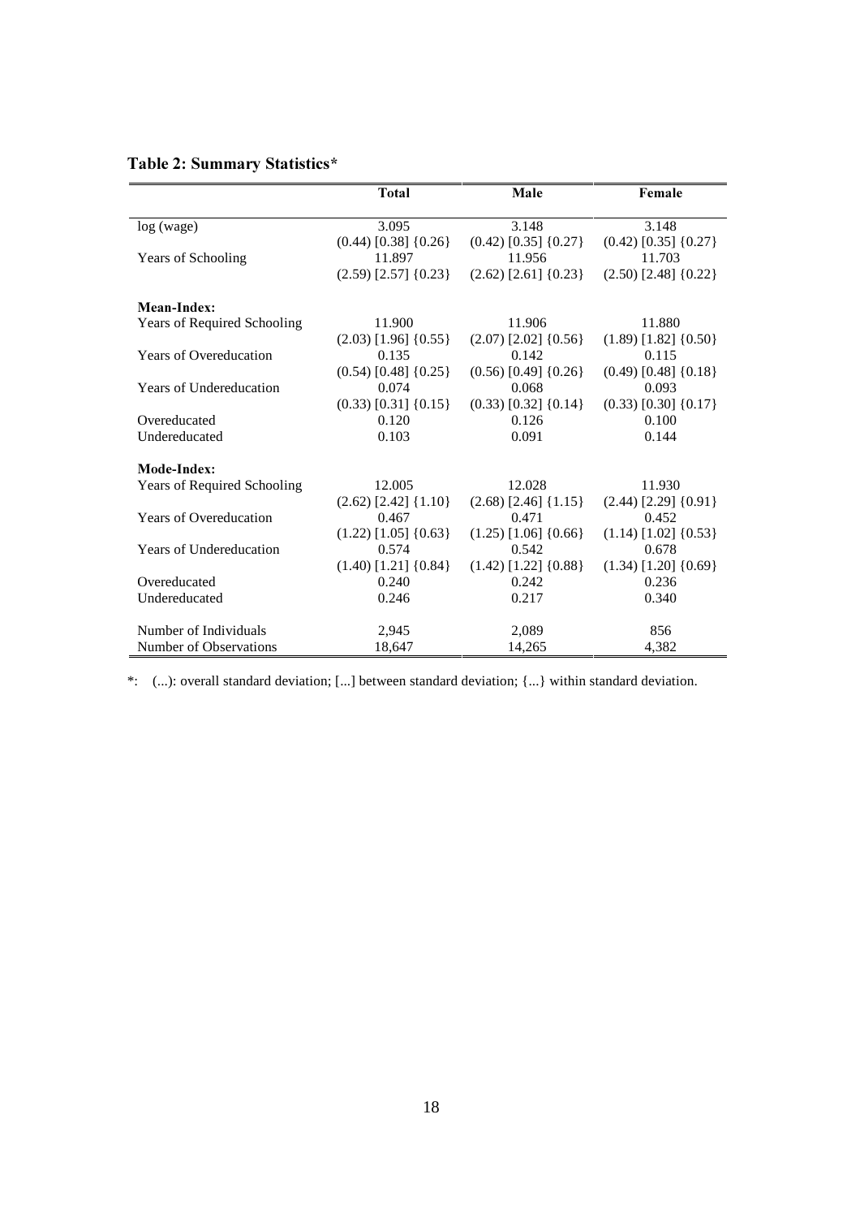**Table 2: Summary Statistics***

| | Total | Male | Female |
|---|---|---|---|
| log (wage) | 3.095 | 3.148 | 3.148 |
| | (0.44) [0.38] {0.26} | (0.42) [0.35] {0.27} | (0.42) [0.35] {0.27} |
| Years of Schooling | 11.897 | 11.956 | 11.703 |
| | (2.59) [2.57] {0.23} | (2.62) [2.61] {0.23} | (2.50) [2.48] {0.22} |
| **Mean-Index:** | | | |
| Years of Required Schooling | 11.900 | 11.906 | 11.880 |
| | (2.03) [1.96] {0.55} | (2.07) [2.02] {0.56} | (1.89) [1.82] {0.50} |
| Years of Overeducation | 0.135 | 0.142 | 0.115 |
| | (0.54) [0.48] {0.25} | (0.56) [0.49] {0.26} | (0.49) [0.48] {0.18} |
| Years of Undereducation | 0.074 | 0.068 | 0.093 |
| | (0.33) [0.31] {0.15} | (0.33) [0.32] {0.14} | (0.33) [0.30] {0.17} |
| Overeducated | 0.120 | 0.126 | 0.100 |
| Undereducated | 0.103 | 0.091 | 0.144 |
| **Mode-Index:** | | | |
| Years of Required Schooling | 12.005 | 12.028 | 11.930 |
| | (2.62) [2.42] {1.10} | (2.68) [2.46] {1.15} | (2.44) [2.29] {0.91} |
| Years of Overeducation | 0.467 | 0.471 | 0.452 |
| | (1.22) [1.05] {0.63} | (1.25) [1.06] {0.66} | (1.14) [1.02] {0.53} |
| Years of Undereducation | 0.574 | 0.542 | 0.678 |
| | (1.40) [1.21] {0.84} | (1.42) [1.22] {0.88} | (1.34) [1.20] {0.69} |
| Overeducated | 0.240 | 0.242 | 0.236 |
| Undereducated | 0.246 | 0.217 | 0.340 |
| Number of Individuals | 2,945 | 2,089 | 856 |
| Number of Observations | 18,647 | 14,265 | 4,382 |

*: (...): overall standard deviation; [...] between standard deviation; {...} within standard deviation.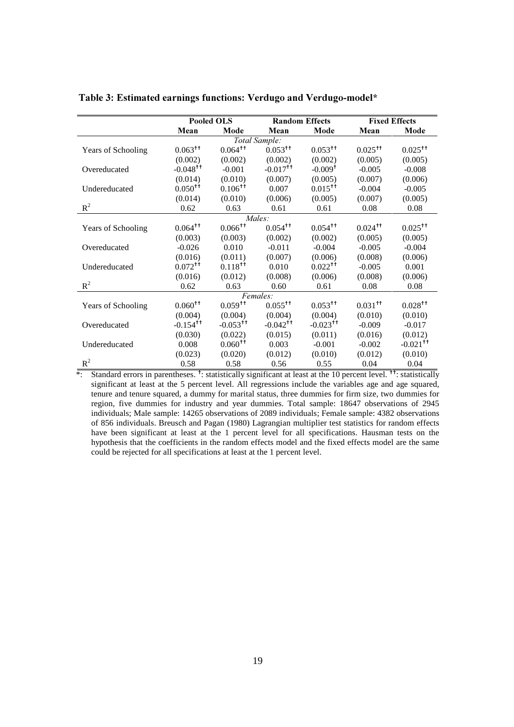**Table 3: Estimated earnings functions: Verdugo and Verdugo-model***

| | Pooled OLS | | Random Effects | | Fixed Effects | |
|---|---|---|---|---|---|---|
| | **Mean** | **Mode** | **Mean** | **Mode** | **Mean** | **Mode** |
| | | | *Total Sample:* | | | |
| Years of Schooling | 0.063†† | 0.064†† | 0.053†† | 0.053†† | 0.025†† | 0.025†† |
| | (0.002) | (0.002) | (0.002) | (0.002) | (0.005) | (0.005) |
| Overeducated | -0.048†† | -0.001 | -0.017†† | -0.009† | -0.005 | -0.008 |
| | (0.014) | (0.010) | (0.007) | (0.005) | (0.007) | (0.006) |
| Undereducated | 0.050†† | 0.106†† | 0.007 | 0.015†† | -0.004 | -0.005 |
| | (0.014) | (0.010) | (0.006) | (0.005) | (0.007) | (0.005) |
| $R^2$ | 0.62 | 0.63 | 0.61 | 0.61 | 0.08 | 0.08 |
| | | | *Males:* | | | |
| Years of Schooling | 0.064†† | 0.066†† | 0.054†† | 0.054†† | 0.024†† | 0.025†† |
| | (0.003) | (0.003) | (0.002) | (0.002) | (0.005) | (0.005) |
| Overeducated | -0.026 | 0.010 | -0.011 | -0.004 | -0.005 | -0.004 |
| | (0.016) | (0.011) | (0.007) | (0.006) | (0.008) | (0.006) |
| Undereducated | 0.072†† | 0.118†† | 0.010 | 0.022†† | -0.005 | 0.001 |
| | (0.016) | (0.012) | (0.008) | (0.006) | (0.008) | (0.006) |
| $R^2$ | 0.62 | 0.63 | 0.60 | 0.61 | 0.08 | 0.08 |
| | | | *Females:* | | | |
| Years of Schooling | 0.060†† | 0.059†† | 0.055†† | 0.053†† | 0.031†† | 0.028†† |
| | (0.004) | (0.004) | (0.004) | (0.004) | (0.010) | (0.010) |
| Overeducated | -0.154†† | -0.053†† | -0.042†† | -0.023†† | -0.009 | -0.017 |
| | (0.030) | (0.022) | (0.015) | (0.011) | (0.016) | (0.012) |
| Undereducated | 0.008 | 0.060†† | 0.003 | -0.001 | -0.002 | -0.021†† |
| | (0.023) | (0.020) | (0.012) | (0.010) | (0.012) | (0.010) |
| $R^2$ | 0.58 | 0.58 | 0.56 | 0.55 | 0.04 | 0.04 |

*: Standard errors in parentheses. †: statistically significant at least at the 10 percent level. ††: statistically significant at least at the 5 percent level. All regressions include the variables age and age squared, tenure and tenure squared, a dummy for marital status, three dummies for firm size, two dummies for region, five dummies for industry and year dummies. Total sample: 18647 observations of 2945 individuals; Male sample: 14265 observations of 2089 individuals; Female sample: 4382 observations of 856 individuals. Breusch and Pagan (1980) Lagrangian multiplier test statistics for random effects have been significant at least at the 1 percent level for all specifications. Hausman tests on the hypothesis that the coefficients in the random effects model and the fixed effects model are the same could be rejected for all specifications at least at the 1 percent level.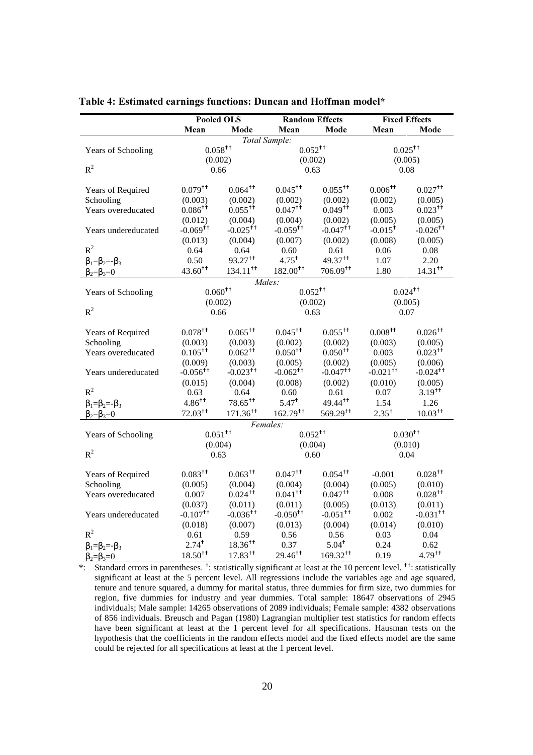**Table 4: Estimated earnings functions: Duncan and Hoffman model***

| | Pooled OLS | | Random Effects | | Fixed Effects | |
|---|---|---|---|---|---|---|
| | Mean | Mode | Mean | Mode | Mean | Mode |
| *Total Sample:* | | | | | | |
| Years of Schooling | $0.058^{††}$ | | $0.052^{††}$ | | $0.025^{††}$ | |
| | (0.002) | | (0.002) | | (0.005) | |
| $R^2$ | 0.66 | | 0.63 | | 0.08 | |
| Years of Required Schooling | $0.079^{††}$ | $0.064^{††}$ | $0.045^{††}$ | $0.055^{††}$ | $0.006^{††}$ | $0.027^{††}$ |
| | (0.003) | (0.002) | (0.002) | (0.002) | (0.002) | (0.005) |
| Years overeducated | $0.086^{††}$ | $0.055^{††}$ | $0.047^{††}$ | $0.049^{††}$ | 0.003 | $0.023^{††}$ |
| | (0.012) | (0.004) | (0.004) | (0.002) | (0.005) | (0.005) |
| Years undereducated | $-0.069^{††}$ | $-0.025^{††}$ | $-0.059^{††}$ | $-0.047^{††}$ | $-0.015^{†}$ | $-0.026^{††}$ |
| | (0.013) | (0.004) | (0.007) | (0.002) | (0.008) | (0.005) |
| $R^2$ | 0.64 | 0.64 | 0.60 | 0.61 | 0.06 | 0.08 |
| $\beta_1=\beta_2=-\beta_3$ | 0.50 | $93.27^{††}$ | $4.75^{†}$ | $49.37^{††}$ | 1.07 | 2.20 |
| $\beta_2=\beta_3=0$ | $43.60^{††}$ | $134.11^{††}$ | $182.00^{††}$ | $706.09^{††}$ | 1.80 | $14.31^{††}$ |
| *Males:* | | | | | | |
| Years of Schooling | $0.060^{††}$ | | $0.052^{††}$ | | $0.024^{††}$ | |
| | (0.002) | | (0.002) | | (0.005) | |
| $R^2$ | 0.66 | | 0.63 | | 0.07 | |
| Years of Required Schooling | $0.078^{††}$ | $0.065^{††}$ | $0.045^{††}$ | $0.055^{††}$ | $0.008^{††}$ | $0.026^{††}$ |
| | (0.003) | (0.003) | (0.002) | (0.002) | (0.003) | (0.005) |
| Years overeducated | $0.105^{††}$ | $0.062^{††}$ | $0.050^{††}$ | $0.050^{††}$ | 0.003 | $0.023^{††}$ |
| | (0.009) | (0.003) | (0.005) | (0.002) | (0.005) | (0.006) |
| Years undereducated | $-0.056^{††}$ | $-0.023^{††}$ | $-0.062^{††}$ | $-0.047^{††}$ | $-0.021^{††}$ | $-0.024^{††}$ |
| | (0.015) | (0.004) | (0.008) | (0.002) | (0.010) | (0.005) |
| $R^2$ | 0.63 | 0.64 | 0.60 | 0.61 | 0.07 | $3.19^{††}$ |
| $\beta_1=\beta_2=-\beta_3$ | $4.86^{††}$ | $78.65^{††}$ | $5.47^{†}$ | $49.44^{††}$ | 1.54 | 1.26 |
| $\beta_2=\beta_3=0$ | $72.03^{††}$ | $171.36^{††}$ | $162.79^{††}$ | $569.29^{††}$ | $2.35^{†}$ | $10.03^{††}$ |
| *Females:* | | | | | | |
| Years of Schooling | $0.051^{††}$ | | $0.052^{††}$ | | $0.030^{††}$ | |
| | (0.004) | | (0.004) | | (0.010) | |
| $R^2$ | 0.63 | | 0.60 | | 0.04 | |
| Years of Required Schooling | $0.083^{††}$ | $0.063^{††}$ | $0.047^{††}$ | $0.054^{††}$ | -0.001 | $0.028^{††}$ |
| | (0.005) | (0.004) | (0.004) | (0.004) | (0.005) | (0.010) |
| Years overeducated | 0.007 | $0.024^{††}$ | $0.041^{††}$ | $0.047^{††}$ | 0.008 | $0.028^{††}$ |
| | (0.037) | (0.011) | (0.011) | (0.005) | (0.013) | (0.011) |
| Years undereducated | $-0.107^{††}$ | $-0.036^{††}$ | $-0.050^{††}$ | $-0.051^{††}$ | 0.002 | $-0.031^{††}$ |
| | (0.018) | (0.007) | (0.013) | (0.004) | (0.014) | (0.010) |
| $R^2$ | 0.61 | 0.59 | 0.56 | 0.56 | 0.03 | 0.04 |
| $\beta_1=\beta_2=-\beta_3$ | $2.74^{†}$ | $18.36^{††}$ | 0.37 | $5.04^{†}$ | 0.24 | 0.62 |
| $\beta_2=\beta_3=0$ | $18.50^{††}$ | $17.83^{††}$ | $29.46^{††}$ | $169.32^{††}$ | 0.19 | $4.79^{††}$ |

*: Standard errors in parentheses. †: statistically significant at least at the 10 percent level. ††: statistically significant at least at the 5 percent level. All regressions include the variables age and age squared, tenure and tenure squared, a dummy for marital status, three dummies for firm size, two dummies for region, five dummies for industry and year dummies. Total sample: 18647 observations of 2945 individuals; Male sample: 14265 observations of 2089 individuals; Female sample: 4382 observations of 856 individuals. Breusch and Pagan (1980) Lagrangian multiplier test statistics for random effects have been significant at least at the 1 percent level for all specifications. Hausman tests on the hypothesis that the coefficients in the random effects model and the fixed effects model are the same could be rejected for all specifications at least at the 1 percent level.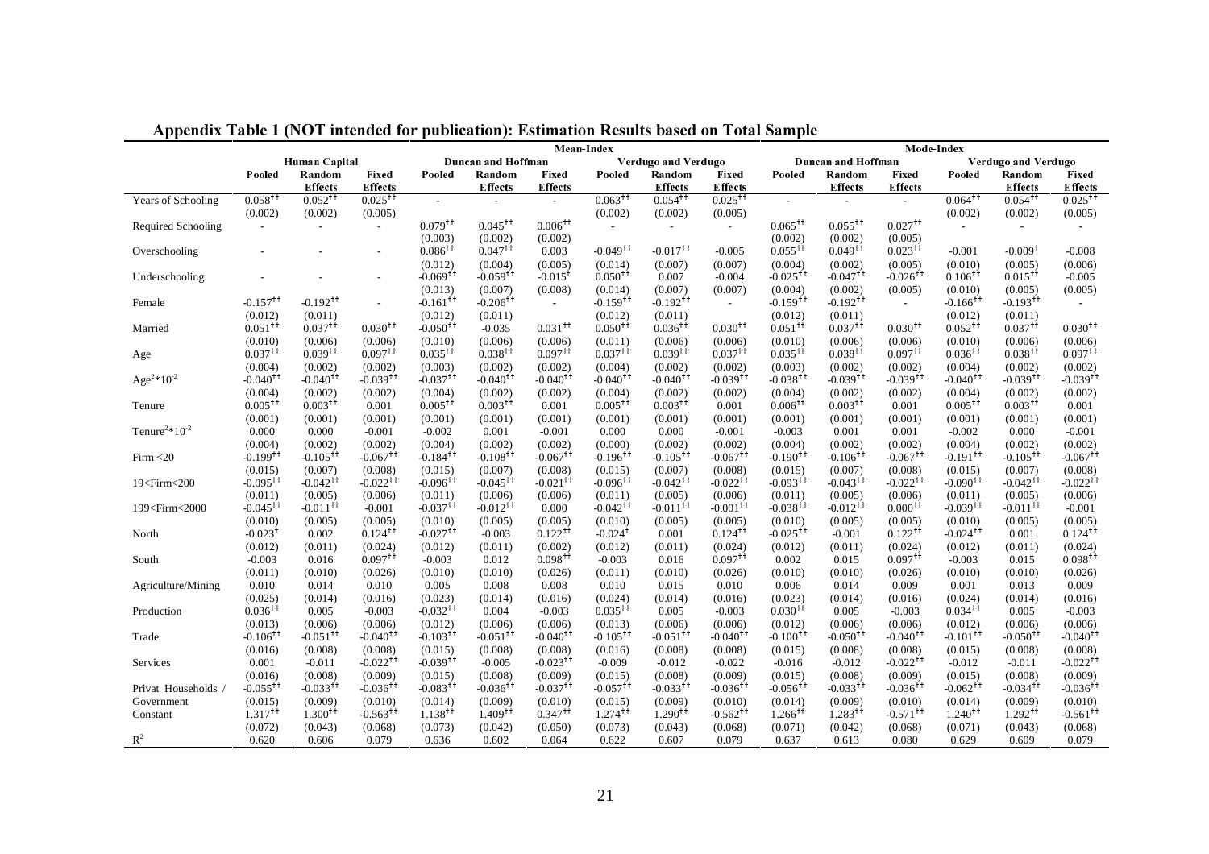## Appendix Table 1 (NOT intended for publication): Estimation Results based on Total Sample

| | Human Capital | | | Mean-Index | | | | | | Mode-Index | | | | | |
|---|---|---|---|---|---|---|---|---|---|---|---|---|---|---|---|
| | | | | Duncan and Hoffman | | | Verdugo and Verdugo | | | Duncan and Hoffman | | | Verdugo and Verdugo | | |
| | Pooled | Random Effects | Fixed Effects | Pooled | Random Effects | Fixed Effects | Pooled | Random Effects | Fixed Effects | Pooled | Random Effects | Fixed Effects | Pooled | Random Effects | Fixed Effects |
| Years of Schooling | 0.058†† | 0.052†† | 0.025†† | - | - | - | 0.063†† | 0.054†† | 0.025†† | - | - | - | 0.064†† | 0.054†† | 0.025†† |
| | (0.002) | (0.002) | (0.005) | | | | (0.002) | (0.002) | (0.005) | | | | (0.002) | (0.002) | (0.005) |
| Required Schooling | - | - | - | 0.079†† | 0.045†† | 0.006†† | - | - | - | 0.065†† | 0.055†† | 0.027†† | - | - | - |
| | | | | (0.003) | (0.002) | (0.002) | | | | (0.002) | (0.002) | (0.005) | | | |
| Overschooling | - | - | - | 0.086†† | 0.047†† | 0.003 | -0.049†† | -0.017†† | -0.005 | 0.055†† | 0.049†† | 0.023†† | -0.001 | -0.009† | -0.008 |
| | | | | (0.012) | (0.004) | (0.005) | (0.014) | (0.007) | (0.007) | (0.004) | (0.002) | (0.005) | (0.010) | (0.005) | (0.006) |
| Underschooling | - | - | - | -0.069†† | -0.059†† | -0.015† | 0.050†† | 0.007 | -0.004 | -0.025†† | -0.047†† | -0.026†† | 0.106†† | 0.015†† | -0.005 |
| | | | | (0.013) | (0.007) | (0.008) | (0.014) | (0.007) | (0.007) | (0.004) | (0.002) | (0.005) | (0.010) | (0.005) | (0.005) |
| Female | -0.157†† | -0.192†† | - | -0.161†† | -0.206†† | - | -0.159†† | -0.192†† | - | -0.159†† | -0.192†† | - | -0.166†† | -0.193†† | - |
| | (0.012) | (0.011) | | (0.012) | (0.011) | | (0.012) | (0.011) | | (0.012) | (0.011) | | (0.012) | (0.011) | |
| Married | 0.051†† | 0.037†† | 0.030†† | -0.050†† | -0.035 | 0.031†† | 0.050†† | 0.036†† | 0.030†† | 0.051†† | 0.037†† | 0.030†† | 0.052†† | 0.037†† | 0.030†† |
| | (0.010) | (0.006) | (0.006) | (0.010) | (0.006) | (0.006) | (0.011) | (0.006) | (0.006) | (0.010) | (0.006) | (0.006) | (0.010) | (0.006) | (0.006) |
| Age | 0.037†† | 0.039†† | 0.097†† | 0.035†† | 0.038†† | 0.097†† | 0.037†† | 0.039†† | 0.037†† | 0.035†† | 0.038†† | 0.097†† | 0.036†† | 0.038†† | 0.097†† |
| | (0.004) | (0.002) | (0.002) | (0.003) | (0.002) | (0.002) | (0.004) | (0.002) | (0.002) | (0.003) | (0.002) | (0.002) | (0.004) | (0.002) | (0.002) |
| $Age^2*10^{-2}$ | -0.040†† | -0.040†† | -0.039†† | -0.037†† | -0.040†† | -0.040†† | -0.040†† | -0.040†† | -0.039†† | -0.038†† | -0.039†† | -0.039†† | -0.040†† | -0.039†† | -0.039†† |
| | (0.004) | (0.002) | (0.002) | (0.004) | (0.002) | (0.002) | (0.004) | (0.002) | (0.002) | (0.004) | (0.002) | (0.002) | (0.004) | (0.002) | (0.002) |
| Tenure | 0.005†† | 0.003†† | 0.001 | 0.005†† | 0.003†† | 0.001 | 0.005†† | 0.003†† | 0.001 | 0.006†† | 0.003†† | 0.001 | 0.005†† | 0.003†† | 0.001 |
| | (0.001) | (0.001) | (0.001) | (0.001) | (0.001) | (0.001) | (0.001) | (0.001) | (0.001) | (0.001) | (0.001) | (0.001) | (0.001) | (0.001) | (0.001) |
| $Tenure^2*10^{-2}$ | 0.000 | 0.000 | -0.001 | -0.002 | 0.001 | -0.001 | 0.000 | 0.000 | -0.001 | -0.003 | 0.001 | 0.001 | -0.002 | 0.000 | -0.001 |
| | (0.004) | (0.002) | (0.002) | (0.004) | (0.002) | (0.002) | (0.000) | (0.002) | (0.002) | (0.004) | (0.002) | (0.002) | (0.004) | (0.002) | (0.002) |
| Firm <20 | -0.199†† | -0.105†† | -0.067†† | -0.184†† | -0.108†† | -0.067†† | -0.196†† | -0.105†† | -0.067†† | -0.190†† | -0.106†† | -0.067†† | -0.191†† | -0.105†† | -0.067†† |
| | (0.015) | (0.007) | (0.008) | (0.015) | (0.007) | (0.008) | (0.015) | (0.007) | (0.008) | (0.015) | (0.007) | (0.008) | (0.015) | (0.007) | (0.008) |
| 19<Firm<200 | -0.095†† | -0.042†† | -0.022†† | -0.096†† | -0.045†† | -0.021†† | -0.096†† | -0.042†† | -0.022†† | -0.093†† | -0.043†† | -0.022†† | -0.090†† | -0.042†† | -0.022†† |
| | (0.011) | (0.005) | (0.006) | (0.011) | (0.006) | (0.006) | (0.011) | (0.005) | (0.006) | (0.011) | (0.005) | (0.006) | (0.011) | (0.005) | (0.006) |
| 199<Firm<2000 | -0.045†† | -0.011†† | -0.001 | -0.037†† | -0.012†† | 0.000 | -0.042†† | -0.011†† | -0.001†† | -0.038†† | -0.012†† | 0.000†† | -0.039†† | -0.011†† | -0.001 |
| | (0.010) | (0.005) | (0.005) | (0.010) | (0.005) | (0.005) | (0.010) | (0.005) | (0.005) | (0.010) | (0.005) | (0.005) | (0.010) | (0.005) | (0.005) |
| North | -0.023† | 0.002 | 0.124†† | -0.027†† | -0.003 | 0.122†† | -0.024† | 0.001 | 0.124†† | -0.025†† | -0.001 | 0.122†† | -0.024†† | 0.001 | 0.124†† |
| | (0.012) | (0.011) | (0.024) | (0.012) | (0.011) | (0.002) | (0.012) | (0.011) | (0.024) | (0.012) | (0.011) | (0.024) | (0.012) | (0.011) | (0.024) |
| South | -0.003 | 0.016 | 0.097†† | -0.003 | 0.012 | 0.098†† | -0.003 | 0.016 | 0.097†† | 0.002 | 0.015 | 0.097†† | -0.003 | 0.015 | 0.098†† |
| | (0.011) | (0.010) | (0.026) | (0.010) | (0.010) | (0.026) | (0.011) | (0.010) | (0.026) | (0.010) | (0.010) | (0.026) | (0.010) | (0.010) | (0.026) |
| Agriculture/Mining | 0.010 | 0.014 | 0.010 | 0.005 | 0.008 | 0.008 | 0.010 | 0.015 | 0.010 | 0.006 | 0.014 | 0.009 | 0.001 | 0.013 | 0.009 |
| | (0.025) | (0.014) | (0.016) | (0.023) | (0.014) | (0.016) | (0.024) | (0.014) | (0.016) | (0.023) | (0.014) | (0.016) | (0.024) | (0.014) | (0.016) |
| Production | 0.036†† | 0.005 | -0.003 | -0.032†† | 0.004 | -0.003 | 0.035†† | 0.005 | -0.003 | 0.030†† | 0.005 | -0.003 | 0.034†† | 0.005 | -0.003 |
| | (0.013) | (0.006) | (0.006) | (0.012) | (0.006) | (0.006) | (0.013) | (0.006) | (0.006) | (0.012) | (0.006) | (0.006) | (0.012) | (0.006) | (0.006) |
| Trade | -0.106†† | -0.051†† | -0.040†† | -0.103†† | -0.051†† | -0.040†† | -0.105†† | -0.051†† | -0.040†† | -0.100†† | -0.050†† | -0.040†† | -0.101†† | -0.050†† | -0.040†† |
| | (0.016) | (0.008) | (0.008) | (0.015) | (0.008) | (0.008) | (0.016) | (0.008) | (0.008) | (0.015) | (0.008) | (0.008) | (0.015) | (0.008) | (0.008) |
| Services | 0.001 | -0.011 | -0.022†† | -0.039†† | -0.005 | -0.023†† | -0.009 | -0.012 | -0.022 | -0.016 | -0.012 | -0.022†† | -0.012 | -0.011 | -0.022†† |
| | (0.016) | (0.008) | (0.009) | (0.015) | (0.008) | (0.009) | (0.015) | (0.008) | (0.009) | (0.015) | (0.008) | (0.009) | (0.015) | (0.008) | (0.009) |
| Privat Households / Government | -0.055†† | -0.033†† | -0.036†† | -0.083†† | -0.036†† | -0.037†† | -0.057†† | -0.033†† | -0.036†† | -0.056†† | -0.033†† | -0.036†† | -0.062†† | -0.034†† | -0.036†† |
| | (0.015) | (0.009) | (0.010) | (0.014) | (0.009) | (0.010) | (0.015) | (0.009) | (0.010) | (0.014) | (0.009) | (0.010) | (0.014) | (0.009) | (0.010) |
| Constant | 1.317†† | 1.300†† | -0.563†† | 1.138†† | 1.409†† | 0.347†† | 1.274†† | 1.290†† | -0.562†† | 1.266†† | 1.283†† | -0.571†† | 1.240†† | 1.292†† | -0.561†† |
| | (0.072) | (0.043) | (0.068) | (0.073) | (0.042) | (0.050) | (0.073) | (0.043) | (0.068) | (0.071) | (0.042) | (0.068) | (0.071) | (0.043) | (0.068) |
| $R^2$ | 0.620 | 0.606 | 0.079 | 0.636 | 0.602 | 0.064 | 0.622 | 0.607 | 0.079 | 0.637 | 0.613 | 0.080 | 0.629 | 0.609 | 0.079 |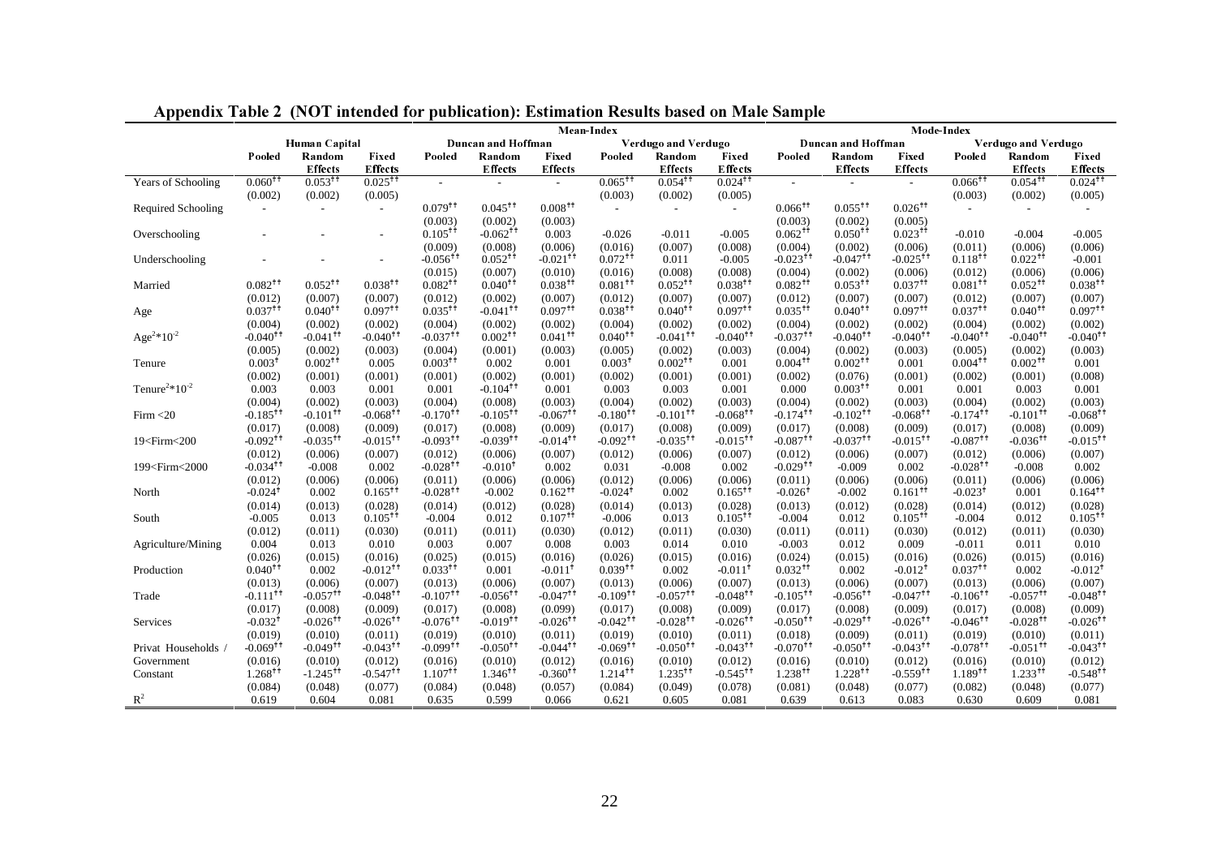## Appendix Table 2 (NOT intended for publication): Estimation Results based on Male Sample

| | Human Capital | | | Mean-Index | | | | | | Mode-Index | | | | | |
|---|---|---|---|---|---|---|---|---|---|---|---|---|---|---|---|
| | | | | Duncan and Hoffman | | | Verdugo and Verdugo | | | Duncan and Hoffman | | | Verdugo and Verdugo | | |
| | Pooled | Random Effects | Fixed Effects | Pooled | Random Effects | Fixed Effects | Pooled | Random Effects | Fixed Effects | Pooled | Random Effects | Fixed Effects | Pooled | Random Effects | Fixed Effects |
| Years of Schooling | 0.060†† | 0.053†† | 0.025†† | - | - | - | 0.065†† | 0.054†† | 0.024†† | - | - | - | 0.066†† | 0.054†† | 0.024†† |
| | (0.002) | (0.002) | (0.005) | | | | (0.003) | (0.002) | (0.005) | | | | (0.003) | (0.002) | (0.005) |
| Required Schooling | - | - | - | 0.079†† | 0.045†† | 0.008†† | - | - | - | 0.066†† | 0.055†† | 0.026†† | - | - | - |
| | | | | (0.003) | (0.002) | (0.003) | | | | (0.003) | (0.002) | (0.005) | | | |
| Overschooling | - | - | - | 0.105†† | -0.062†† | 0.003 | -0.026 | -0.011 | -0.005 | 0.062†† | 0.050†† | 0.023†† | -0.010 | -0.004 | -0.005 |
| | | | | (0.009) | (0.008) | (0.006) | (0.016) | (0.007) | (0.008) | (0.004) | (0.002) | (0.006) | (0.011) | (0.006) | (0.006) |
| Underschooling | - | - | - | -0.056†† | 0.052†† | -0.021†† | 0.072†† | 0.011 | -0.005 | -0.023†† | -0.047†† | -0.025†† | 0.118†† | 0.022†† | -0.001 |
| | | | | (0.015) | (0.007) | (0.010) | (0.016) | (0.008) | (0.008) | (0.004) | (0.002) | (0.006) | (0.012) | (0.006) | (0.006) |
| Married | 0.082†† | 0.052†† | 0.038†† | 0.082†† | 0.040†† | 0.038†† | 0.081†† | 0.052†† | 0.038†† | 0.082†† | 0.053†† | 0.037†† | 0.081†† | 0.052†† | 0.038†† |
| | (0.012) | (0.007) | (0.007) | (0.012) | (0.002) | (0.007) | (0.012) | (0.007) | (0.007) | (0.012) | (0.007) | (0.007) | (0.012) | (0.007) | (0.007) |
| Age | 0.037†† | 0.040†† | 0.097†† | 0.035†† | -0.041†† | 0.097†† | 0.038†† | 0.040†† | 0.097†† | 0.035†† | 0.040†† | 0.097†† | 0.037†† | 0.040†† | 0.097†† |
| | (0.004) | (0.002) | (0.002) | (0.004) | (0.002) | (0.002) | (0.004) | (0.002) | (0.002) | (0.004) | (0.002) | (0.002) | (0.004) | (0.002) | (0.002) |
| $Age^2*10^{-2}$ | -0.040†† | -0.041†† | -0.040†† | -0.037†† | 0.002†† | 0.041†† | 0.040†† | -0.041†† | -0.040†† | -0.037†† | -0.040†† | -0.040†† | -0.040†† | -0.040†† | -0.040†† |
| | (0.005) | (0.002) | (0.003) | (0.004) | (0.001) | (0.003) | (0.005) | (0.002) | (0.003) | (0.004) | (0.002) | (0.003) | (0.005) | (0.002) | (0.003) |
| Tenure | 0.003† | 0.002†† | 0.005 | 0.003†† | 0.002 | 0.001 | 0.003† | 0.002†† | 0.001 | 0.004†† | 0.002†† | 0.001 | 0.004†† | 0.002†† | 0.001 |
| | (0.002) | (0.001) | (0.001) | (0.001) | (0.002) | (0.001) | (0.002) | (0.001) | (0.001) | (0.002) | (0.076) | (0.001) | (0.002) | (0.001) | (0.008) |
| $Tenure^2*10^{-2}$ | 0.003 | 0.003 | 0.001 | 0.001 | -0.104†† | 0.001 | 0.003 | 0.003 | 0.001 | 0.000 | 0.003†† | 0.001 | 0.001 | 0.003 | 0.001 |
| | (0.004) | (0.002) | (0.003) | (0.004) | (0.008) | (0.003) | (0.004) | (0.002) | (0.003) | (0.004) | (0.002) | (0.003) | (0.004) | (0.002) | (0.003) |
| Firm <20 | -0.185†† | -0.101†† | -0.068†† | -0.170†† | -0.105†† | -0.067†† | -0.180†† | -0.101†† | -0.068†† | -0.174†† | -0.102†† | -0.068†† | -0.174†† | -0.101†† | -0.068†† |
| | (0.017) | (0.008) | (0.009) | (0.017) | (0.008) | (0.009) | (0.017) | (0.008) | (0.009) | (0.017) | (0.008) | (0.009) | (0.017) | (0.008) | (0.009) |
| 19<Firm<200 | -0.092†† | -0.035†† | -0.015†† | -0.093†† | -0.039†† | -0.014†† | -0.092†† | -0.035†† | -0.015†† | -0.087†† | -0.037†† | -0.015†† | -0.087†† | -0.036†† | -0.015†† |
| | (0.012) | (0.006) | (0.007) | (0.012) | (0.006) | (0.007) | (0.012) | (0.006) | (0.007) | (0.012) | (0.006) | (0.007) | (0.012) | (0.006) | (0.007) |
| 199<Firm<2000 | -0.034†† | -0.008 | 0.002 | -0.028†† | -0.010† | 0.002 | 0.031 | -0.008 | 0.002 | -0.029†† | -0.009 | 0.002 | -0.028†† | -0.008 | 0.002 |
| | (0.012) | (0.006) | (0.006) | (0.011) | (0.006) | (0.006) | (0.012) | (0.006) | (0.006) | (0.011) | (0.006) | (0.006) | (0.011) | (0.006) | (0.006) |
| North | -0.024† | 0.002 | 0.165†† | -0.028†† | -0.002 | 0.162†† | -0.024† | 0.002 | 0.165†† | -0.026† | -0.002 | 0.161†† | -0.023† | 0.001 | 0.164†† |
| | (0.014) | (0.013) | (0.028) | (0.014) | (0.012) | (0.028) | (0.014) | (0.013) | (0.028) | (0.013) | (0.012) | (0.028) | (0.014) | (0.012) | (0.028) |
| South | -0.005 | 0.013 | 0.105†† | -0.004 | 0.012 | 0.107†† | -0.006 | 0.013 | 0.105†† | -0.004 | 0.012 | 0.105†† | -0.004 | 0.012 | 0.105†† |
| | (0.012) | (0.011) | (0.030) | (0.011) | (0.011) | (0.030) | (0.012) | (0.011) | (0.030) | (0.011) | (0.011) | (0.030) | (0.012) | (0.011) | (0.030) |
| Agriculture/Mining | 0.004 | 0.013 | 0.010 | 0.003 | 0.007 | 0.008 | 0.003 | 0.014 | 0.010 | -0.003 | 0.012 | 0.009 | -0.011 | 0.011 | 0.010 |
| | (0.026) | (0.015) | (0.016) | (0.025) | (0.015) | (0.016) | (0.026) | (0.015) | (0.016) | (0.024) | (0.015) | (0.016) | (0.026) | (0.015) | (0.016) |
| Production | 0.040†† | 0.002 | -0.012†† | 0.033†† | 0.001 | -0.011† | 0.039†† | 0.002 | -0.011† | 0.032†† | 0.002 | -0.012† | 0.037†† | 0.002 | -0.012† |
| | (0.013) | (0.006) | (0.007) | (0.013) | (0.006) | (0.007) | (0.013) | (0.006) | (0.007) | (0.013) | (0.006) | (0.007) | (0.013) | (0.006) | (0.007) |
| Trade | -0.111†† | -0.057†† | -0.048†† | -0.107†† | -0.056†† | -0.047†† | -0.109†† | -0.057†† | -0.048†† | -0.105†† | -0.056†† | -0.047†† | -0.106†† | -0.057†† | -0.048†† |
| | (0.017) | (0.008) | (0.009) | (0.017) | (0.008) | (0.099) | (0.017) | (0.008) | (0.009) | (0.017) | (0.008) | (0.009) | (0.017) | (0.008) | (0.009) |
| Services | -0.032† | -0.026†† | -0.026†† | -0.076†† | -0.019†† | -0.026†† | -0.042†† | -0.028†† | -0.026†† | -0.050†† | -0.029†† | -0.026†† | -0.046†† | -0.028†† | -0.026†† |
| | (0.019) | (0.010) | (0.011) | (0.019) | (0.010) | (0.011) | (0.019) | (0.010) | (0.011) | (0.018) | (0.009) | (0.011) | (0.019) | (0.010) | (0.011) |
| Privat Households / Government | -0.069†† | -0.049†† | -0.043†† | -0.099†† | -0.050†† | -0.044†† | -0.069†† | -0.050†† | -0.043†† | -0.070†† | -0.050†† | -0.043†† | -0.078†† | -0.051†† | -0.043†† |
| | (0.016) | (0.010) | (0.012) | (0.016) | (0.010) | (0.012) | (0.016) | (0.010) | (0.012) | (0.016) | (0.010) | (0.012) | (0.016) | (0.010) | (0.012) |
| Constant | 1.268†† | -1.245†† | -0.547†† | 1.107†† | 1.346†† | -0.360†† | 1.214†† | 1.235†† | -0.545†† | 1.238†† | 1.228†† | -0.559†† | 1.189†† | 1.233†† | -0.548†† |
| | (0.084) | (0.048) | (0.077) | (0.084) | (0.048) | (0.057) | (0.084) | (0.049) | (0.078) | (0.081) | (0.048) | (0.077) | (0.082) | (0.048) | (0.077) |
| $R^2$ | 0.619 | 0.604 | 0.081 | 0.635 | 0.599 | 0.066 | 0.621 | 0.605 | 0.081 | 0.639 | 0.613 | 0.083 | 0.630 | 0.609 | 0.081 |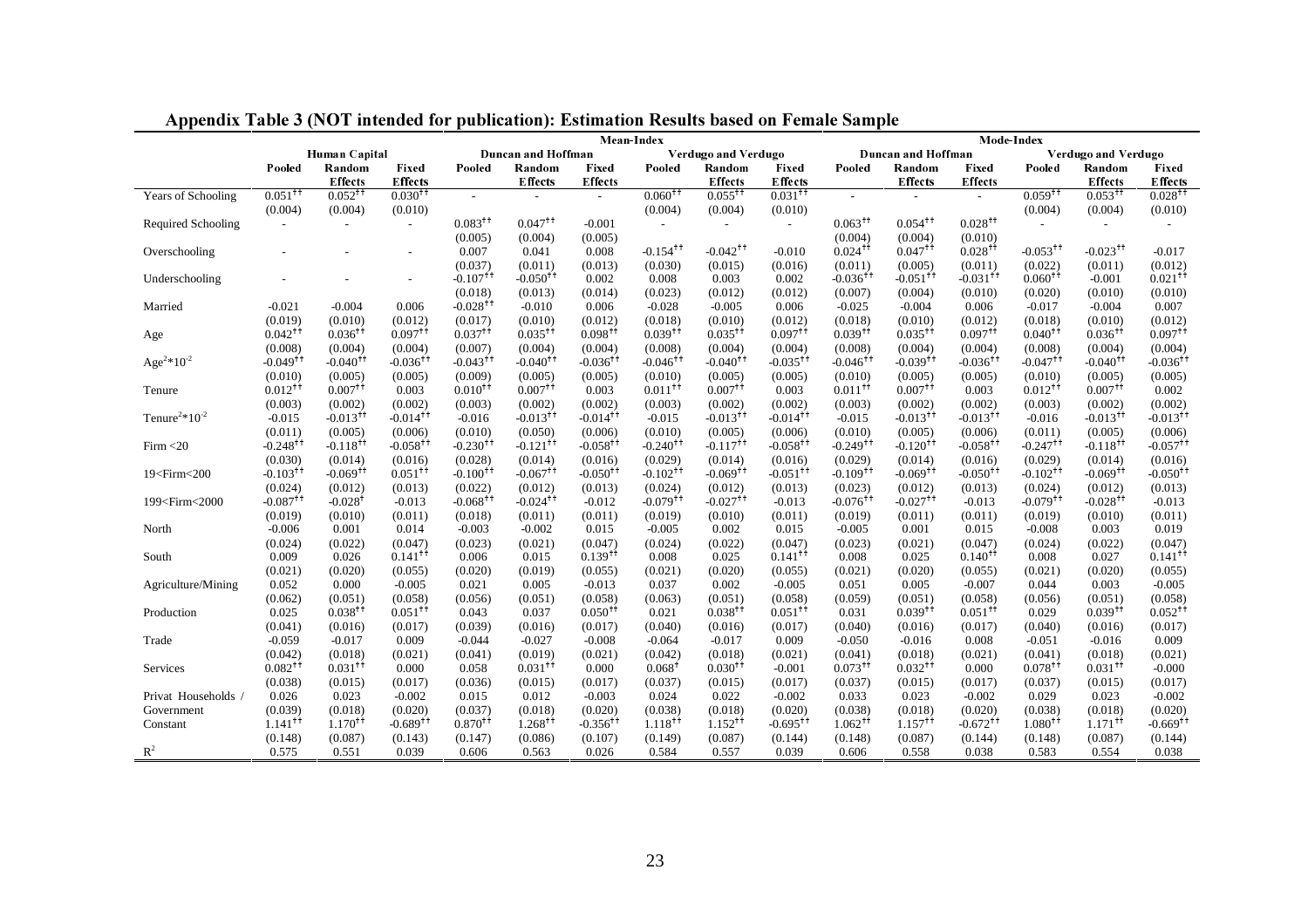## Appendix Table 3 (NOT intended for publication): Estimation Results based on Female Sample

| | Mean-Index | | | | | | | | | Mode-Index | | | | | | | | |
|---|---|---|---|---|---|---|---|---|---|---|---|---|---|---|---|---|---|---|
| | Human Capital | | | Duncan and Hoffman | | | Verdugo and Verdugo | | | Duncan and Hoffman | | | Verdugo and Verdugo | | | | | |
| | Pooled | Random Effects | Fixed Effects | Pooled | Random Effects | Fixed Effects | Pooled | Random Effects | Fixed Effects | Pooled | Random Effects | Fixed Effects | Pooled | Random Effects | Fixed Effects | | | |
| Years of Schooling | 0.051†† | 0.052†† | 0.030†† | - | - | - | 0.060†† | 0.055†† | 0.031†† | - | - | - | 0.059†† | 0.053†† | 0.028†† | | | |
| | (0.004) | (0.004) | (0.010) | | | | (0.004) | (0.004) | (0.010) | | | | (0.004) | (0.004) | (0.010) | | | |
| Required Schooling | - | - | - | 0.083†† | 0.047†† | -0.001 | - | - | - | 0.063†† | 0.054†† | 0.028†† | - | - | - | | | |
| | | | | (0.005) | (0.004) | (0.005) | | | | (0.004) | (0.004) | (0.010) | | | | | | |
| Overschooling | - | - | - | 0.007 | 0.041 | 0.008 | -0.154†† | -0.042†† | -0.010 | 0.024†† | 0.047†† | 0.028†† | -0.053†† | -0.023†† | -0.017 | | | |
| | | | | (0.037) | (0.011) | (0.013) | (0.030) | (0.015) | (0.016) | (0.011) | (0.005) | (0.011) | (0.022) | (0.011) | (0.012) | | | |
| Underschooling | - | - | - | -0.107†† | -0.050†† | 0.002 | 0.008 | 0.003 | 0.002 | -0.036†† | -0.051†† | -0.031†† | 0.060†† | -0.001 | 0.021†† | | | |
| | | | | (0.018) | (0.013) | (0.014) | (0.023) | (0.012) | (0.012) | (0.007) | (0.004) | (0.010) | (0.020) | (0.010) | (0.010) | | | |
| Married | -0.021 | -0.004 | 0.006 | -0.028†† | -0.010 | 0.006 | -0.028 | -0.005 | 0.006 | -0.025 | -0.004 | 0.006 | -0.017 | -0.004 | 0.007 | | | |
| | (0.019) | (0.010) | (0.012) | (0.017) | (0.010) | (0.012) | (0.018) | (0.010) | (0.012) | (0.018) | (0.010) | (0.012) | (0.018) | (0.010) | (0.012) | | | |
| Age | 0.042†† | 0.036†† | 0.097†† | 0.037†† | 0.035†† | 0.098†† | 0.039†† | 0.035†† | 0.097†† | 0.039†† | 0.035†† | 0.097†† | 0.040†† | 0.036†† | 0.097†† | | | |
| | (0.008) | (0.004) | (0.004) | (0.007) | (0.004) | (0.004) | (0.008) | (0.004) | (0.004) | (0.008) | (0.004) | (0.004) | (0.008) | (0.004) | (0.004) | | | |
| $Age^2*10^{-2}$ | -0.049†† | -0.040†† | -0.036†† | -0.043†† | -0.040†† | -0.036†† | -0.046†† | -0.040†† | -0.035†† | -0.046†† | -0.039†† | -0.036†† | -0.047†† | -0.040†† | -0.036†† | | | |
| | (0.010) | (0.005) | (0.005) | (0.009) | (0.005) | (0.005) | (0.010) | (0.005) | (0.005) | (0.010) | (0.005) | (0.005) | (0.010) | (0.005) | (0.005) | | | |
| Tenure | 0.012†† | 0.007†† | 0.003 | 0.010†† | 0.007†† | 0.003 | 0.011†† | 0.007†† | 0.003 | 0.011†† | 0.007†† | 0.003 | 0.012†† | 0.007†† | 0.002 | | | |
| | (0.003) | (0.002) | (0.002) | (0.003) | (0.002) | (0.002) | (0.003) | (0.002) | (0.002) | (0.003) | (0.002) | (0.002) | (0.003) | (0.002) | (0.002) | | | |
| $Tenure^2*10^{-2}$ | -0.015 | -0.013†† | -0.014†† | -0.016 | -0.013†† | -0.014†† | -0.015 | -0.013†† | -0.014†† | -0.015 | -0.013†† | -0.013†† | -0.016 | -0.013†† | -0.013†† | | | |
| | (0.011) | (0.005) | (0.006) | (0.010) | (0.050) | (0.006) | (0.010) | (0.005) | (0.006) | (0.010) | (0.005) | (0.006) | (0.011) | (0.005) | (0.006) | | | |
| Firm <20 | -0.248†† | -0.118†† | -0.058†† | -0.230†† | -0.121†† | -0.058†† | -0.240†† | -0.117†† | -0.058†† | -0.249†† | -0.120†† | -0.058†† | -0.247†† | -0.118†† | -0.057†† | | | |
| | (0.030) | (0.014) | (0.016) | (0.028) | (0.014) | (0.016) | (0.029) | (0.014) | (0.016) | (0.029) | (0.014) | (0.016) | (0.029) | (0.014) | (0.016) | | | |
| 19<Firm<200 | -0.103†† | -0.069†† | 0.051†† | -0.100†† | -0.067†† | -0.050†† | -0.102†† | -0.069†† | -0.051†† | -0.109†† | -0.069†† | -0.050†† | -0.102†† | -0.069†† | -0.050†† | | | |
| | (0.024) | (0.012) | (0.013) | (0.022) | (0.012) | (0.013) | (0.024) | (0.012) | (0.013) | (0.023) | (0.012) | (0.013) | (0.024) | (0.012) | (0.013) | | | |
| 199<Firm<2000 | -0.087†† | -0.028† | -0.013 | -0.068†† | -0.024†† | -0.012 | -0.079†† | -0.027†† | -0.013 | -0.076†† | -0.027†† | -0.013 | -0.079†† | -0.028†† | -0.013 | | | |
| | (0.019) | (0.010) | (0.011) | (0.018) | (0.011) | (0.011) | (0.019) | (0.010) | (0.011) | (0.019) | (0.011) | (0.011) | (0.019) | (0.010) | (0.011) | | | |
| North | -0.006 | 0.001 | 0.014 | -0.003 | -0.002 | 0.015 | -0.005 | 0.002 | 0.015 | -0.005 | 0.001 | 0.015 | -0.008 | 0.003 | 0.019 | | | |
| | (0.024) | (0.022) | (0.047) | (0.023) | (0.021) | (0.047) | (0.024) | (0.022) | (0.047) | (0.023) | (0.021) | (0.047) | (0.024) | (0.022) | (0.047) | | | |
| South | 0.009 | 0.026 | 0.141†† | 0.006 | 0.015 | 0.139†† | 0.008 | 0.025 | 0.141†† | 0.008 | 0.025 | 0.140†† | 0.008 | 0.027 | 0.141†† | | | |
| | (0.021) | (0.020) | (0.055) | (0.020) | (0.019) | (0.055) | (0.021) | (0.020) | (0.055) | (0.021) | (0.020) | (0.055) | (0.021) | (0.020) | (0.055) | | | |
| Agriculture/Mining | 0.052 | 0.000 | -0.005 | 0.021 | 0.005 | -0.013 | 0.037 | 0.002 | -0.005 | 0.051 | 0.005 | -0.007 | 0.044 | 0.003 | -0.005 | | | |
| | (0.062) | (0.051) | (0.058) | (0.056) | (0.051) | (0.058) | (0.063) | (0.051) | (0.058) | (0.059) | (0.051) | (0.058) | (0.056) | (0.051) | (0.058) | | | |
| Production | 0.025 | 0.038†† | 0.051†† | 0.043 | 0.037 | 0.050†† | 0.021 | 0.038†† | 0.051†† | 0.031 | 0.039†† | 0.051†† | 0.029 | 0.039†† | 0.052†† | | | |
| | (0.041) | (0.016) | (0.017) | (0.039) | (0.016) | (0.017) | (0.040) | (0.016) | (0.017) | (0.040) | (0.016) | (0.017) | (0.040) | (0.016) | (0.017) | | | |
| Trade | -0.059 | -0.017 | 0.009 | -0.044 | -0.027 | -0.008 | -0.064 | -0.017 | 0.009 | -0.050 | -0.016 | 0.008 | -0.051 | -0.016 | 0.009 | | | |
| | (0.042) | (0.018) | (0.021) | (0.041) | (0.019) | (0.021) | (0.042) | (0.018) | (0.021) | (0.041) | (0.018) | (0.021) | (0.041) | (0.018) | (0.021) | | | |
| Services | 0.082†† | 0.031†† | 0.000 | 0.058 | 0.031†† | 0.000 | 0.068† | 0.030†† | -0.001 | 0.073†† | 0.032†† | 0.000 | 0.078†† | 0.031†† | -0.000 | | | |
| | (0.038) | (0.015) | (0.017) | (0.036) | (0.015) | (0.017) | (0.037) | (0.015) | (0.017) | (0.037) | (0.015) | (0.017) | (0.037) | (0.015) | (0.017) | | | |
| Privat Households / Government | 0.026 | 0.023 | -0.002 | 0.015 | 0.012 | -0.003 | 0.024 | 0.022 | -0.002 | 0.033 | 0.023 | -0.002 | 0.029 | 0.023 | -0.002 | | | |
| | (0.039) | (0.018) | (0.020) | (0.037) | (0.018) | (0.020) | (0.038) | (0.018) | (0.020) | (0.038) | (0.018) | (0.020) | (0.038) | (0.018) | (0.020) | | | |
| Constant | 1.141†† | 1.170†† | -0.689†† | 0.870†† | 1.268†† | -0.356†† | 1.118†† | 1.152†† | -0.695†† | 1.062†† | 1.157†† | -0.672†† | 1.080†† | 1.171†† | -0.669†† | | | |
| | (0.148) | (0.087) | (0.143) | (0.147) | (0.086) | (0.107) | (0.149) | (0.087) | (0.144) | (0.148) | (0.087) | (0.144) | (0.148) | (0.087) | (0.144) | | | |
| $R^2$ | 0.575 | 0.551 | 0.039 | 0.606 | 0.563 | 0.026 | 0.584 | 0.557 | 0.039 | 0.606 | 0.558 | 0.038 | 0.583 | 0.554 | 0.038 | | | |